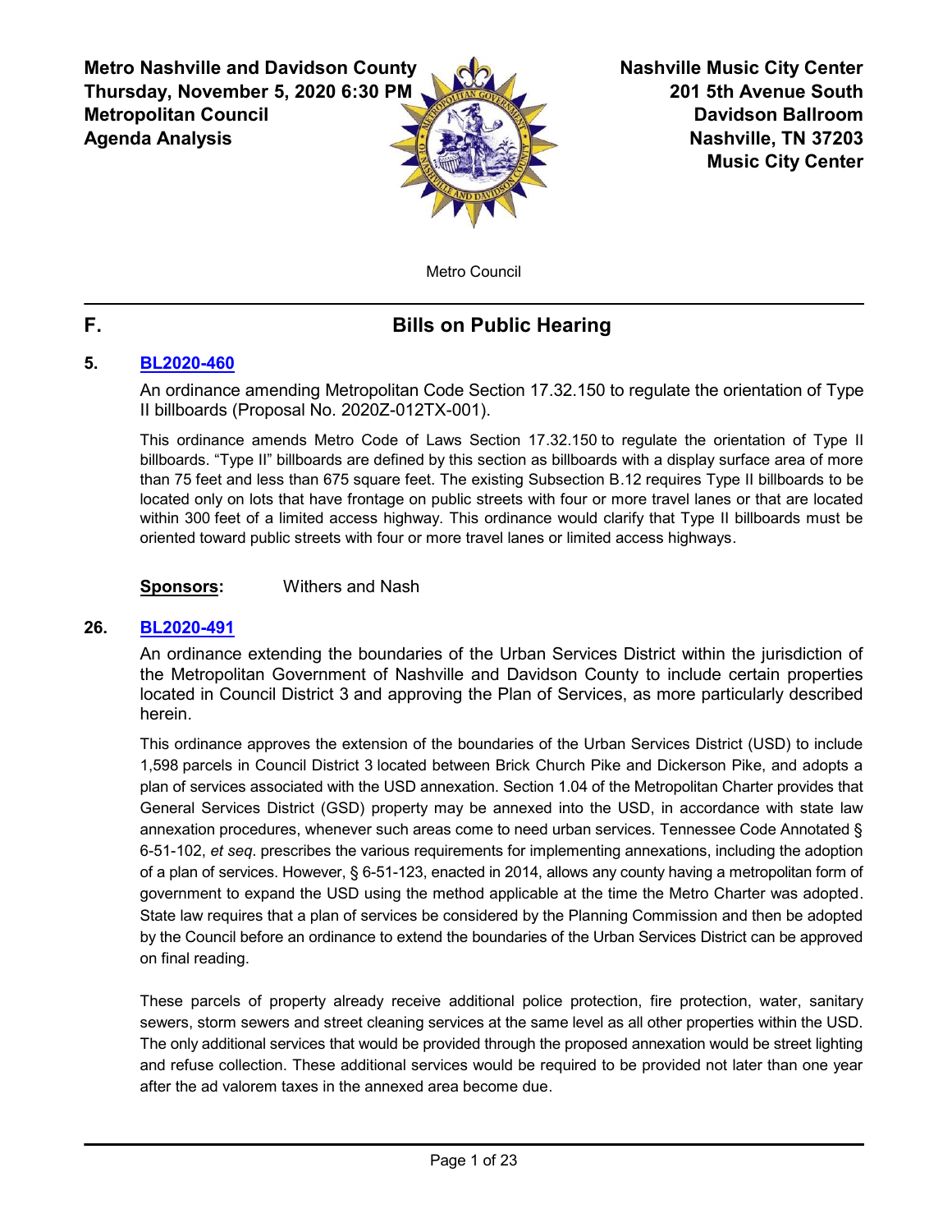**Metro Nashville and Davidson County**
**Thursday, November 5, 2020 6:30 PM**
**Metropolitan Council**
**Agenda Analysis**

**Nashville Music City Center**
**201 5th Avenue South**
**Davidson Ballroom**
**Nashville, TN 37203**
**Music City Center**

Metro Council

## F. Bills on Public Hearing

### 5. [BL2020-460]

An ordinance amending Metropolitan Code Section 17.32.150 to regulate the orientation of Type II billboards (Proposal No. 2020Z-012TX-001).

This ordinance amends Metro Code of Laws Section 17.32.150 to regulate the orientation of Type II billboards. "Type II" billboards are defined by this section as billboards with a display surface area of more than 75 feet and less than 675 square feet. The existing Subsection B.12 requires Type II billboards to be located only on lots that have frontage on public streets with four or more travel lanes or that are located within 300 feet of a limited access highway. This ordinance would clarify that Type II billboards must be oriented toward public streets with four or more travel lanes or limited access highways.

**Sponsors:** Withers and Nash

### 26. [BL2020-491]

An ordinance extending the boundaries of the Urban Services District within the jurisdiction of the Metropolitan Government of Nashville and Davidson County to include certain properties located in Council District 3 and approving the Plan of Services, as more particularly described herein.

This ordinance approves the extension of the boundaries of the Urban Services District (USD) to include 1,598 parcels in Council District 3 located between Brick Church Pike and Dickerson Pike, and adopts a plan of services associated with the USD annexation. Section 1.04 of the Metropolitan Charter provides that General Services District (GSD) property may be annexed into the USD, in accordance with state law annexation procedures, whenever such areas come to need urban services. Tennessee Code Annotated § 6-51-102, *et seq.* prescribes the various requirements for implementing annexations, including the adoption of a plan of services. However, § 6-51-123, enacted in 2014, allows any county having a metropolitan form of government to expand the USD using the method applicable at the time the Metro Charter was adopted. State law requires that a plan of services be considered by the Planning Commission and then be adopted by the Council before an ordinance to extend the boundaries of the Urban Services District can be approved on final reading.

These parcels of property already receive additional police protection, fire protection, water, sanitary sewers, storm sewers and street cleaning services at the same level as all other properties within the USD. The only additional services that would be provided through the proposed annexation would be street lighting and refuse collection. These additional services would be required to be provided not later than one year after the ad valorem taxes in the annexed area become due.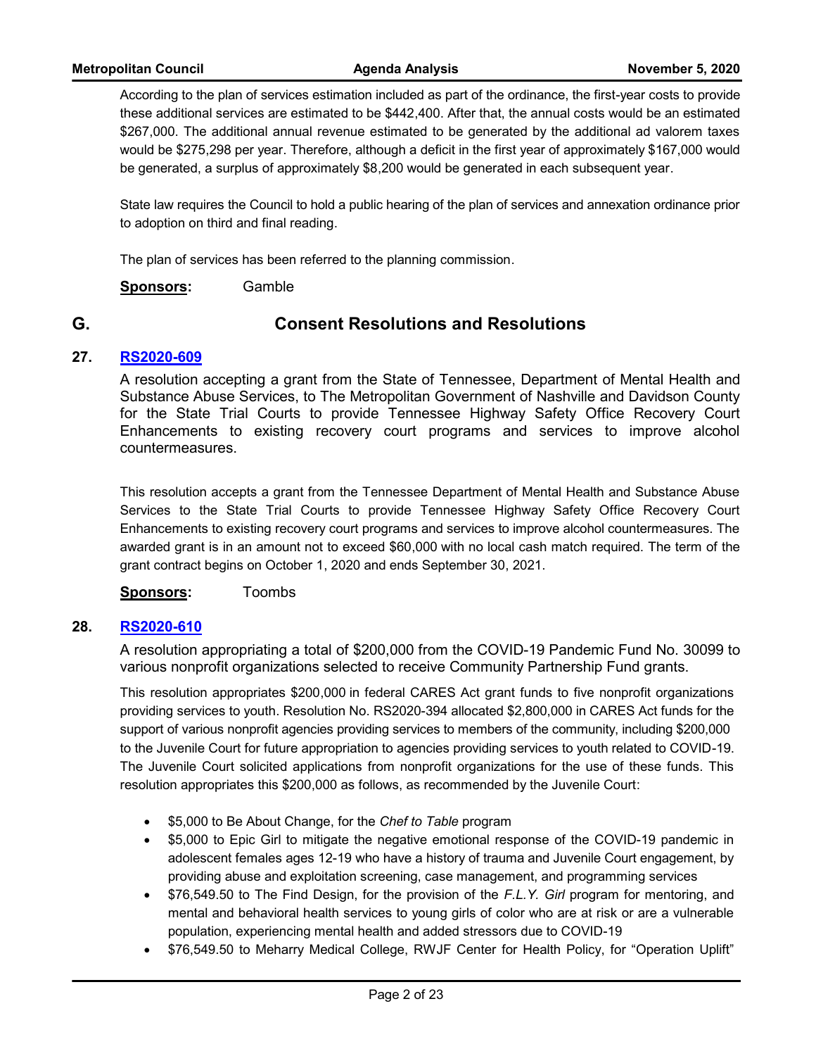According to the plan of services estimation included as part of the ordinance, the first-year costs to provide these additional services are estimated to be $442,400. After that, the annual costs would be an estimated $267,000. The additional annual revenue estimated to be generated by the additional ad valorem taxes would be $275,298 per year. Therefore, although a deficit in the first year of approximately $167,000 would be generated, a surplus of approximately $8,200 would be generated in each subsequent year.

State law requires the Council to hold a public hearing of the plan of services and annexation ordinance prior to adoption on third and final reading.

The plan of services has been referred to the planning commission.

**Sponsors:** Gamble

## G. Consent Resolutions and Resolutions

### 27. RS2020-609

A resolution accepting a grant from the State of Tennessee, Department of Mental Health and Substance Abuse Services, to The Metropolitan Government of Nashville and Davidson County for the State Trial Courts to provide Tennessee Highway Safety Office Recovery Court Enhancements to existing recovery court programs and services to improve alcohol countermeasures.

This resolution accepts a grant from the Tennessee Department of Mental Health and Substance Abuse Services to the State Trial Courts to provide Tennessee Highway Safety Office Recovery Court Enhancements to existing recovery court programs and services to improve alcohol countermeasures. The awarded grant is in an amount not to exceed $60,000 with no local cash match required. The term of the grant contract begins on October 1, 2020 and ends September 30, 2021.

**Sponsors:** Toombs

### 28. RS2020-610

A resolution appropriating a total of $200,000 from the COVID-19 Pandemic Fund No. 30099 to various nonprofit organizations selected to receive Community Partnership Fund grants.

This resolution appropriates $200,000 in federal CARES Act grant funds to five nonprofit organizations providing services to youth. Resolution No. RS2020-394 allocated $2,800,000 in CARES Act funds for the support of various nonprofit agencies providing services to members of the community, including $200,000 to the Juvenile Court for future appropriation to agencies providing services to youth related to COVID-19. The Juvenile Court solicited applications from nonprofit organizations for the use of these funds. This resolution appropriates this $200,000 as follows, as recommended by the Juvenile Court:

- $5,000 to Be About Change, for the *Chef to Table* program
- $5,000 to Epic Girl to mitigate the negative emotional response of the COVID-19 pandemic in adolescent females ages 12-19 who have a history of trauma and Juvenile Court engagement, by providing abuse and exploitation screening, case management, and programming services
- $76,549.50 to The Find Design, for the provision of the *F.L.Y. Girl* program for mentoring, and mental and behavioral health services to young girls of color who are at risk or are a vulnerable population, experiencing mental health and added stressors due to COVID-19
- $76,549.50 to Meharry Medical College, RWJF Center for Health Policy, for "Operation Uplift"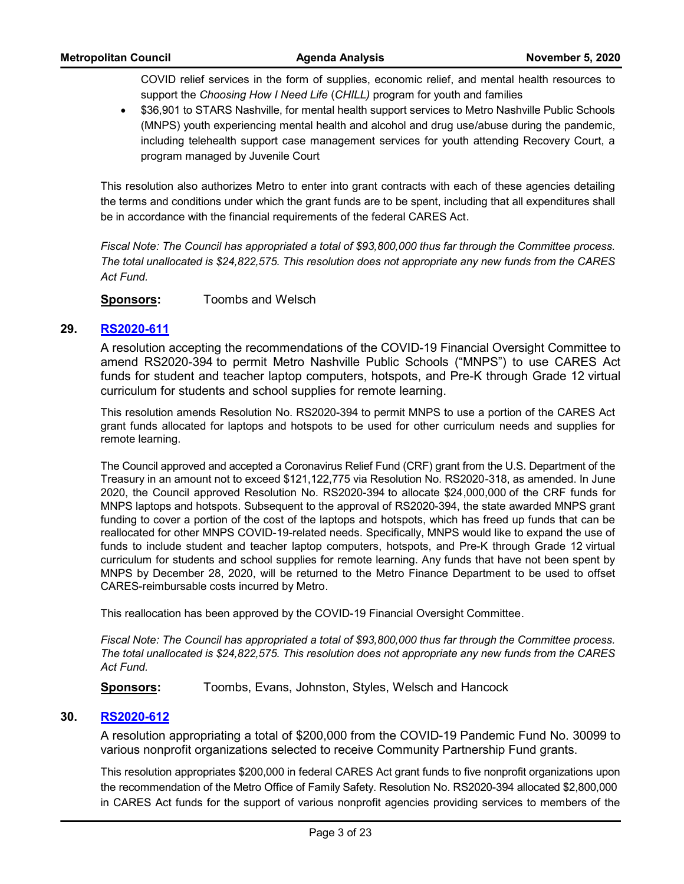COVID relief services in the form of supplies, economic relief, and mental health resources to support the *Choosing How I Need Life* (*CHILL)* program for youth and families

- $36,901 to STARS Nashville, for mental health support services to Metro Nashville Public Schools (MNPS) youth experiencing mental health and alcohol and drug use/abuse during the pandemic, including telehealth support case management services for youth attending Recovery Court, a program managed by Juvenile Court

This resolution also authorizes Metro to enter into grant contracts with each of these agencies detailing the terms and conditions under which the grant funds are to be spent, including that all expenditures shall be in accordance with the financial requirements of the federal CARES Act.

*Fiscal Note: The Council has appropriated a total of $93,800,000 thus far through the Committee process. The total unallocated is $24,822,575. This resolution does not appropriate any new funds from the CARES Act Fund.*

**Sponsors:** Toombs and Welsch

## 29. RS2020-611

A resolution accepting the recommendations of the COVID-19 Financial Oversight Committee to amend RS2020-394 to permit Metro Nashville Public Schools ("MNPS") to use CARES Act funds for student and teacher laptop computers, hotspots, and Pre-K through Grade 12 virtual curriculum for students and school supplies for remote learning.

This resolution amends Resolution No. RS2020-394 to permit MNPS to use a portion of the CARES Act grant funds allocated for laptops and hotspots to be used for other curriculum needs and supplies for remote learning.

The Council approved and accepted a Coronavirus Relief Fund (CRF) grant from the U.S. Department of the Treasury in an amount not to exceed $121,122,775 via Resolution No. RS2020-318, as amended. In June 2020, the Council approved Resolution No. RS2020-394 to allocate $24,000,000 of the CRF funds for MNPS laptops and hotspots. Subsequent to the approval of RS2020-394, the state awarded MNPS grant funding to cover a portion of the cost of the laptops and hotspots, which has freed up funds that can be reallocated for other MNPS COVID-19-related needs. Specifically, MNPS would like to expand the use of funds to include student and teacher laptop computers, hotspots, and Pre-K through Grade 12 virtual curriculum for students and school supplies for remote learning. Any funds that have not been spent by MNPS by December 28, 2020, will be returned to the Metro Finance Department to be used to offset CARES-reimbursable costs incurred by Metro.

This reallocation has been approved by the COVID-19 Financial Oversight Committee.

*Fiscal Note: The Council has appropriated a total of $93,800,000 thus far through the Committee process. The total unallocated is $24,822,575. This resolution does not appropriate any new funds from the CARES Act Fund.*

**Sponsors:** Toombs, Evans, Johnston, Styles, Welsch and Hancock

## 30. RS2020-612

A resolution appropriating a total of $200,000 from the COVID-19 Pandemic Fund No. 30099 to various nonprofit organizations selected to receive Community Partnership Fund grants.

This resolution appropriates $200,000 in federal CARES Act grant funds to five nonprofit organizations upon the recommendation of the Metro Office of Family Safety. Resolution No. RS2020-394 allocated $2,800,000 in CARES Act funds for the support of various nonprofit agencies providing services to members of the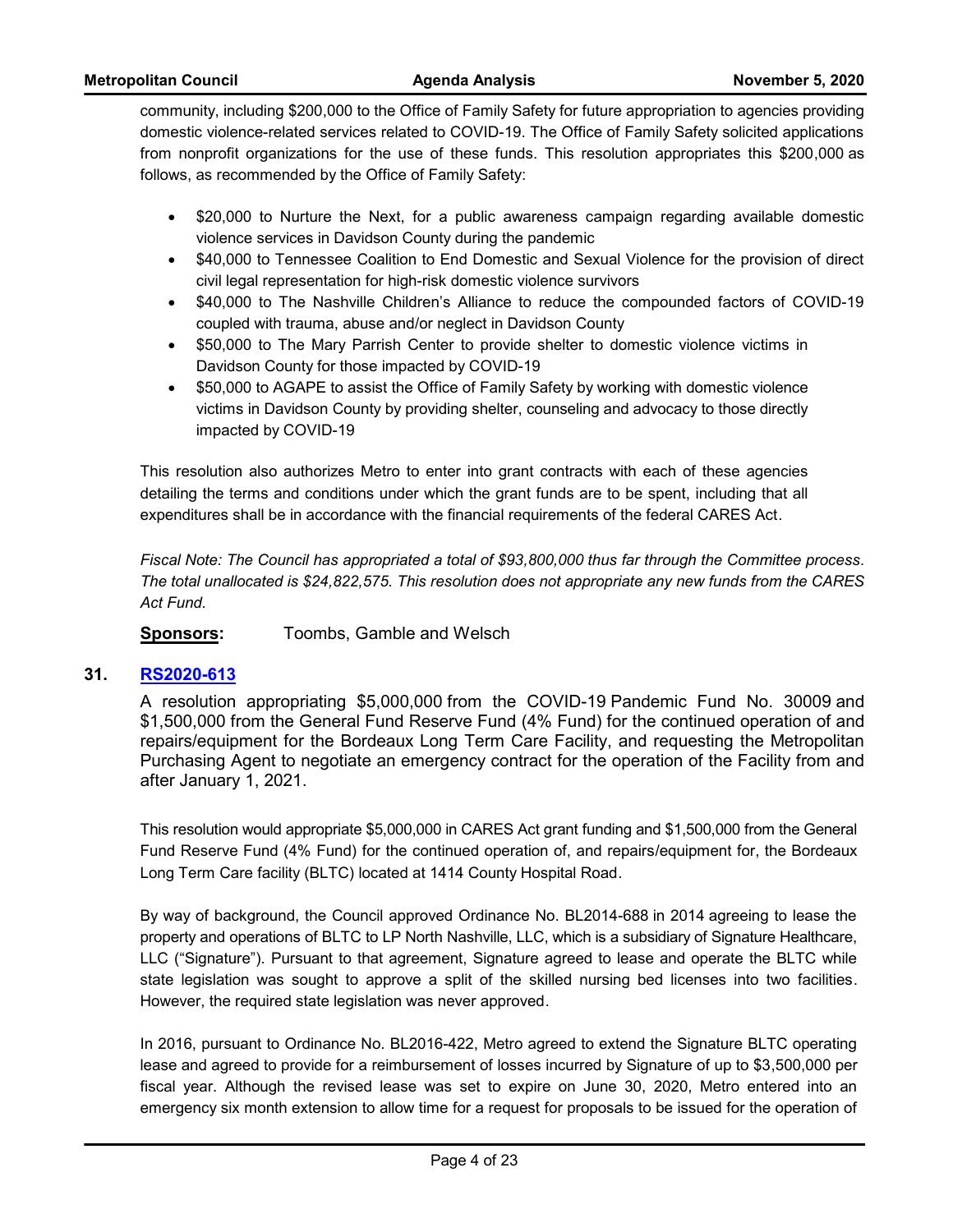community, including $200,000 to the Office of Family Safety for future appropriation to agencies providing domestic violence-related services related to COVID-19. The Office of Family Safety solicited applications from nonprofit organizations for the use of these funds. This resolution appropriates this $200,000 as follows, as recommended by the Office of Family Safety:

- $20,000 to Nurture the Next, for a public awareness campaign regarding available domestic violence services in Davidson County during the pandemic
- $40,000 to Tennessee Coalition to End Domestic and Sexual Violence for the provision of direct civil legal representation for high-risk domestic violence survivors
- $40,000 to The Nashville Children's Alliance to reduce the compounded factors of COVID-19 coupled with trauma, abuse and/or neglect in Davidson County
- $50,000 to The Mary Parrish Center to provide shelter to domestic violence victims in Davidson County for those impacted by COVID-19
- $50,000 to AGAPE to assist the Office of Family Safety by working with domestic violence victims in Davidson County by providing shelter, counseling and advocacy to those directly impacted by COVID-19

This resolution also authorizes Metro to enter into grant contracts with each of these agencies detailing the terms and conditions under which the grant funds are to be spent, including that all expenditures shall be in accordance with the financial requirements of the federal CARES Act.

*Fiscal Note: The Council has appropriated a total of $93,800,000 thus far through the Committee process. The total unallocated is $24,822,575. This resolution does not appropriate any new funds from the CARES Act Fund.*

**Sponsors:** Toombs, Gamble and Welsch

## 31. RS2020-613

A resolution appropriating $5,000,000 from the COVID-19 Pandemic Fund No. 30009 and $1,500,000 from the General Fund Reserve Fund (4% Fund) for the continued operation of and repairs/equipment for the Bordeaux Long Term Care Facility, and requesting the Metropolitan Purchasing Agent to negotiate an emergency contract for the operation of the Facility from and after January 1, 2021.

This resolution would appropriate $5,000,000 in CARES Act grant funding and $1,500,000 from the General Fund Reserve Fund (4% Fund) for the continued operation of, and repairs/equipment for, the Bordeaux Long Term Care facility (BLTC) located at 1414 County Hospital Road.

By way of background, the Council approved Ordinance No. BL2014-688 in 2014 agreeing to lease the property and operations of BLTC to LP North Nashville, LLC, which is a subsidiary of Signature Healthcare, LLC ("Signature"). Pursuant to that agreement, Signature agreed to lease and operate the BLTC while state legislation was sought to approve a split of the skilled nursing bed licenses into two facilities. However, the required state legislation was never approved.

In 2016, pursuant to Ordinance No. BL2016-422, Metro agreed to extend the Signature BLTC operating lease and agreed to provide for a reimbursement of losses incurred by Signature of up to $3,500,000 per fiscal year. Although the revised lease was set to expire on June 30, 2020, Metro entered into an emergency six month extension to allow time for a request for proposals to be issued for the operation of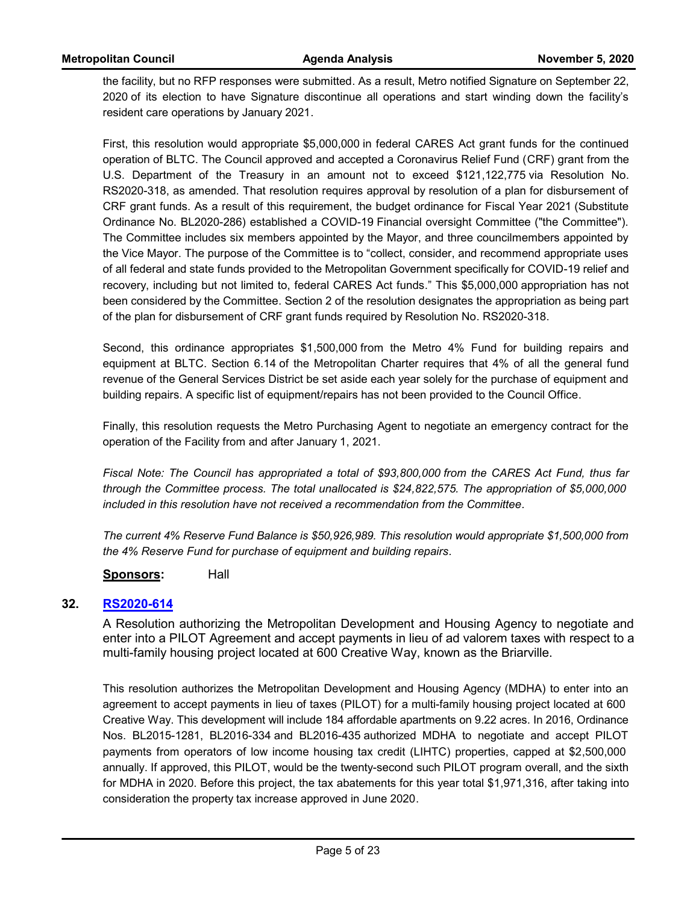the facility, but no RFP responses were submitted. As a result, Metro notified Signature on September 22, 2020 of its election to have Signature discontinue all operations and start winding down the facility's resident care operations by January 2021.

First, this resolution would appropriate $5,000,000 in federal CARES Act grant funds for the continued operation of BLTC. The Council approved and accepted a Coronavirus Relief Fund (CRF) grant from the U.S. Department of the Treasury in an amount not to exceed $121,122,775 via Resolution No. RS2020-318, as amended. That resolution requires approval by resolution of a plan for disbursement of CRF grant funds. As a result of this requirement, the budget ordinance for Fiscal Year 2021 (Substitute Ordinance No. BL2020-286) established a COVID-19 Financial oversight Committee ("the Committee"). The Committee includes six members appointed by the Mayor, and three councilmembers appointed by the Vice Mayor. The purpose of the Committee is to "collect, consider, and recommend appropriate uses of all federal and state funds provided to the Metropolitan Government specifically for COVID-19 relief and recovery, including but not limited to, federal CARES Act funds." This $5,000,000 appropriation has not been considered by the Committee. Section 2 of the resolution designates the appropriation as being part of the plan for disbursement of CRF grant funds required by Resolution No. RS2020-318.

Second, this ordinance appropriates $1,500,000 from the Metro 4% Fund for building repairs and equipment at BLTC. Section 6.14 of the Metropolitan Charter requires that 4% of all the general fund revenue of the General Services District be set aside each year solely for the purchase of equipment and building repairs. A specific list of equipment/repairs has not been provided to the Council Office.

Finally, this resolution requests the Metro Purchasing Agent to negotiate an emergency contract for the operation of the Facility from and after January 1, 2021.

*Fiscal Note: The Council has appropriated a total of $93,800,000 from the CARES Act Fund, thus far through the Committee process. The total unallocated is $24,822,575. The appropriation of $5,000,000 included in this resolution have not received a recommendation from the Committee.*

*The current 4% Reserve Fund Balance is $50,926,989. This resolution would appropriate $1,500,000 from the 4% Reserve Fund for purchase of equipment and building repairs.*

**Sponsors:** Hall

## 32. RS2020-614

A Resolution authorizing the Metropolitan Development and Housing Agency to negotiate and enter into a PILOT Agreement and accept payments in lieu of ad valorem taxes with respect to a multi-family housing project located at 600 Creative Way, known as the Briarville.

This resolution authorizes the Metropolitan Development and Housing Agency (MDHA) to enter into an agreement to accept payments in lieu of taxes (PILOT) for a multi-family housing project located at 600 Creative Way. This development will include 184 affordable apartments on 9.22 acres. In 2016, Ordinance Nos. BL2015-1281, BL2016-334 and BL2016-435 authorized MDHA to negotiate and accept PILOT payments from operators of low income housing tax credit (LIHTC) properties, capped at $2,500,000 annually. If approved, this PILOT, would be the twenty-second such PILOT program overall, and the sixth for MDHA in 2020. Before this project, the tax abatements for this year total $1,971,316, after taking into consideration the property tax increase approved in June 2020.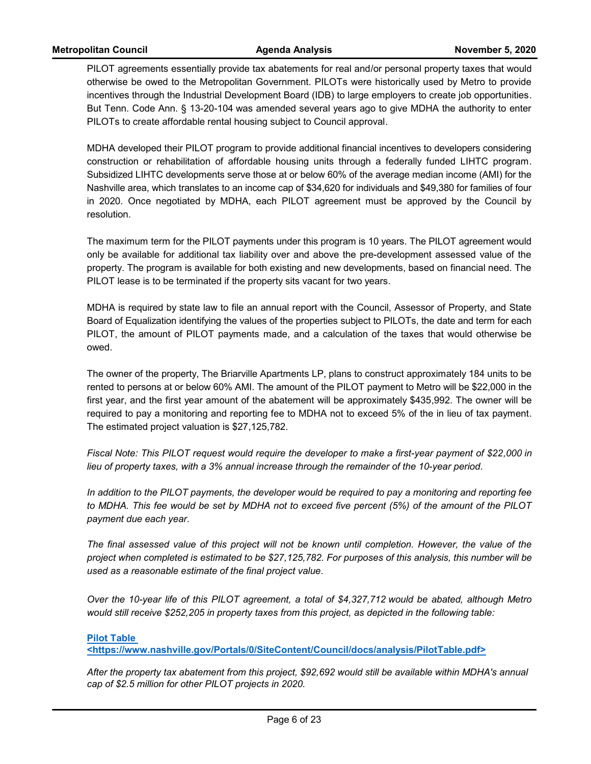PILOT agreements essentially provide tax abatements for real and/or personal property taxes that would otherwise be owed to the Metropolitan Government. PILOTs were historically used by Metro to provide incentives through the Industrial Development Board (IDB) to large employers to create job opportunities. But Tenn. Code Ann. § 13-20-104 was amended several years ago to give MDHA the authority to enter PILOTs to create affordable rental housing subject to Council approval.

MDHA developed their PILOT program to provide additional financial incentives to developers considering construction or rehabilitation of affordable housing units through a federally funded LIHTC program. Subsidized LIHTC developments serve those at or below 60% of the average median income (AMI) for the Nashville area, which translates to an income cap of $34,620 for individuals and $49,380 for families of four in 2020. Once negotiated by MDHA, each PILOT agreement must be approved by the Council by resolution.

The maximum term for the PILOT payments under this program is 10 years. The PILOT agreement would only be available for additional tax liability over and above the pre-development assessed value of the property. The program is available for both existing and new developments, based on financial need. The PILOT lease is to be terminated if the property sits vacant for two years.

MDHA is required by state law to file an annual report with the Council, Assessor of Property, and State Board of Equalization identifying the values of the properties subject to PILOTs, the date and term for each PILOT, the amount of PILOT payments made, and a calculation of the taxes that would otherwise be owed.

The owner of the property, The Briarville Apartments LP, plans to construct approximately 184 units to be rented to persons at or below 60% AMI. The amount of the PILOT payment to Metro will be $22,000 in the first year, and the first year amount of the abatement will be approximately $435,992. The owner will be required to pay a monitoring and reporting fee to MDHA not to exceed 5% of the in lieu of tax payment. The estimated project valuation is $27,125,782.

*Fiscal Note: This PILOT request would require the developer to make a first-year payment of $22,000 in lieu of property taxes, with a 3% annual increase through the remainder of the 10-year period.*

*In addition to the PILOT payments, the developer would be required to pay a monitoring and reporting fee to MDHA. This fee would be set by MDHA not to exceed five percent (5%) of the amount of the PILOT payment due each year.*

*The final assessed value of this project will not be known until completion. However, the value of the project when completed is estimated to be $27,125,782. For purposes of this analysis, this number will be used as a reasonable estimate of the final project value.*

*Over the 10-year life of this PILOT agreement, a total of $4,327,712 would be abated, although Metro would still receive $252,205 in property taxes from this project, as depicted in the following table:*

[**Pilot Table <https://www.nashville.gov/Portals/0/SiteContent/Council/docs/analysis/PilotTable.pdf>**](https://www.nashville.gov/Portals/0/SiteContent/Council/docs/analysis/PilotTable.pdf)

*After the property tax abatement from this project, $92,692 would still be available within MDHA's annual cap of $2.5 million for other PILOT projects in 2020.*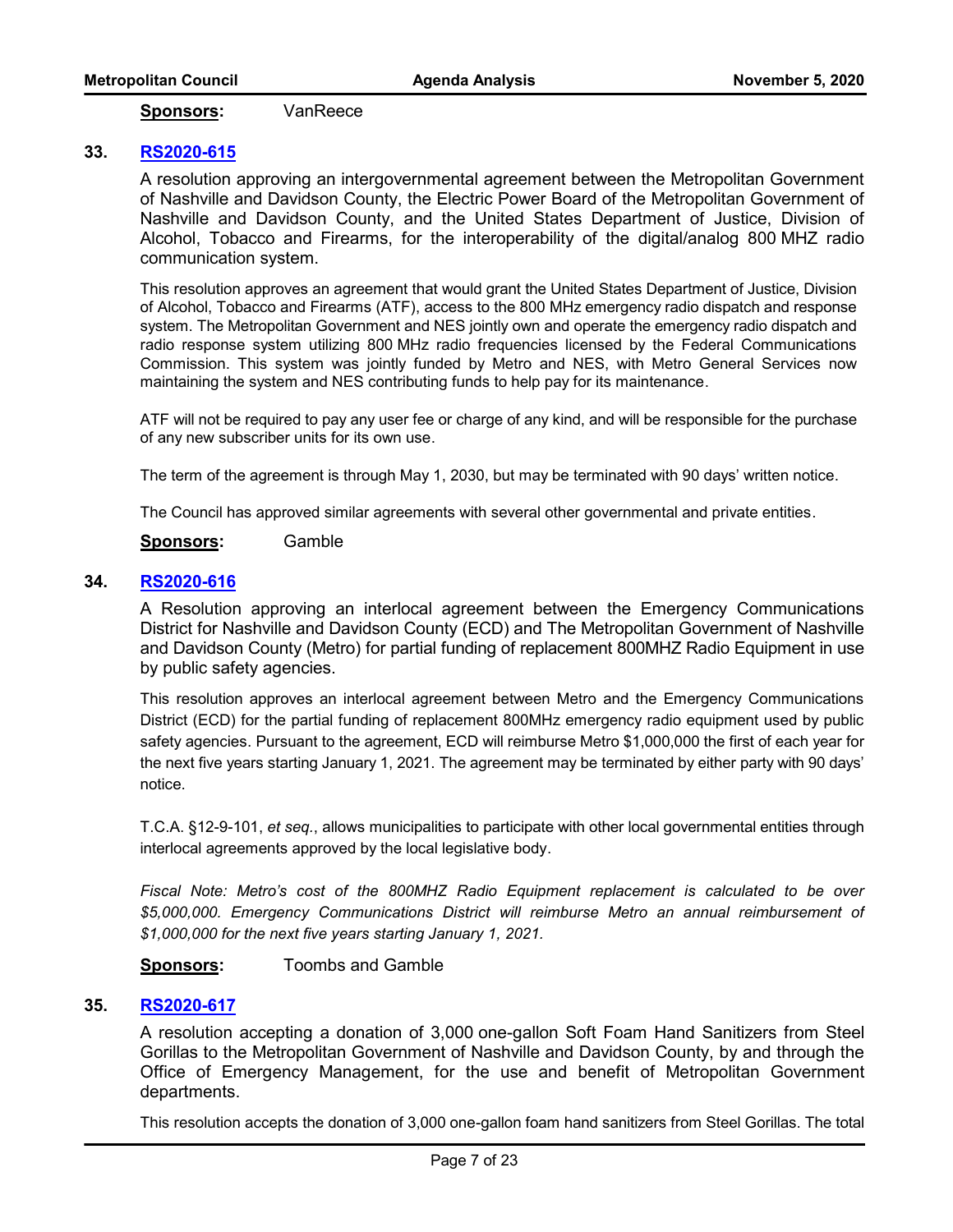**Sponsors:** VanReece

**33. RS2020-615**

A resolution approving an intergovernmental agreement between the Metropolitan Government of Nashville and Davidson County, the Electric Power Board of the Metropolitan Government of Nashville and Davidson County, and the United States Department of Justice, Division of Alcohol, Tobacco and Firearms, for the interoperability of the digital/analog 800 MHZ radio communication system.

This resolution approves an agreement that would grant the United States Department of Justice, Division of Alcohol, Tobacco and Firearms (ATF), access to the 800 MHz emergency radio dispatch and response system. The Metropolitan Government and NES jointly own and operate the emergency radio dispatch and radio response system utilizing 800 MHz radio frequencies licensed by the Federal Communications Commission. This system was jointly funded by Metro and NES, with Metro General Services now maintaining the system and NES contributing funds to help pay for its maintenance.

ATF will not be required to pay any user fee or charge of any kind, and will be responsible for the purchase of any new subscriber units for its own use.

The term of the agreement is through May 1, 2030, but may be terminated with 90 days' written notice.

The Council has approved similar agreements with several other governmental and private entities.

**Sponsors:** Gamble

**34. RS2020-616**

A Resolution approving an interlocal agreement between the Emergency Communications District for Nashville and Davidson County (ECD) and The Metropolitan Government of Nashville and Davidson County (Metro) for partial funding of replacement 800MHZ Radio Equipment in use by public safety agencies.

This resolution approves an interlocal agreement between Metro and the Emergency Communications District (ECD) for the partial funding of replacement 800MHz emergency radio equipment used by public safety agencies. Pursuant to the agreement, ECD will reimburse Metro $1,000,000 the first of each year for the next five years starting January 1, 2021. The agreement may be terminated by either party with 90 days' notice.

T.C.A. §12-9-101, *et seq.*, allows municipalities to participate with other local governmental entities through interlocal agreements approved by the local legislative body.

*Fiscal Note: Metro's cost of the 800MHZ Radio Equipment replacement is calculated to be over $5,000,000. Emergency Communications District will reimburse Metro an annual reimbursement of $1,000,000 for the next five years starting January 1, 2021.*

**Sponsors:** Toombs and Gamble

**35. RS2020-617**

A resolution accepting a donation of 3,000 one-gallon Soft Foam Hand Sanitizers from Steel Gorillas to the Metropolitan Government of Nashville and Davidson County, by and through the Office of Emergency Management, for the use and benefit of Metropolitan Government departments.

This resolution accepts the donation of 3,000 one-gallon foam hand sanitizers from Steel Gorillas. The total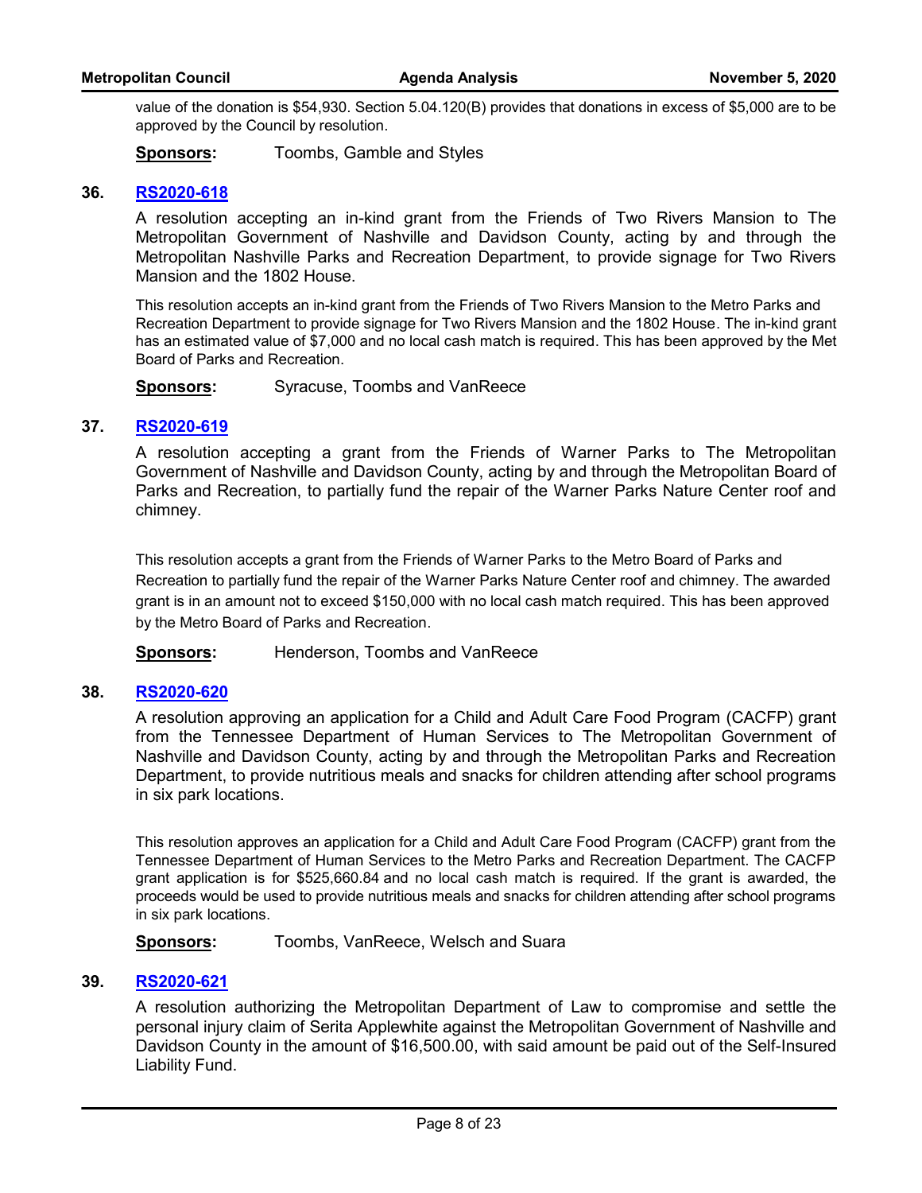value of the donation is $54,930. Section 5.04.120(B) provides that donations in excess of $5,000 are to be approved by the Council by resolution.

**Sponsors:** Toombs, Gamble and Styles

**36. RS2020-618**

A resolution accepting an in-kind grant from the Friends of Two Rivers Mansion to The Metropolitan Government of Nashville and Davidson County, acting by and through the Metropolitan Nashville Parks and Recreation Department, to provide signage for Two Rivers Mansion and the 1802 House.

This resolution accepts an in-kind grant from the Friends of Two Rivers Mansion to the Metro Parks and Recreation Department to provide signage for Two Rivers Mansion and the 1802 House. The in-kind grant has an estimated value of $7,000 and no local cash match is required. This has been approved by the Met Board of Parks and Recreation.

**Sponsors:** Syracuse, Toombs and VanReece

**37. RS2020-619**

A resolution accepting a grant from the Friends of Warner Parks to The Metropolitan Government of Nashville and Davidson County, acting by and through the Metropolitan Board of Parks and Recreation, to partially fund the repair of the Warner Parks Nature Center roof and chimney.

This resolution accepts a grant from the Friends of Warner Parks to the Metro Board of Parks and Recreation to partially fund the repair of the Warner Parks Nature Center roof and chimney. The awarded grant is in an amount not to exceed $150,000 with no local cash match required. This has been approved by the Metro Board of Parks and Recreation.

**Sponsors:** Henderson, Toombs and VanReece

**38. RS2020-620**

A resolution approving an application for a Child and Adult Care Food Program (CACFP) grant from the Tennessee Department of Human Services to The Metropolitan Government of Nashville and Davidson County, acting by and through the Metropolitan Parks and Recreation Department, to provide nutritious meals and snacks for children attending after school programs in six park locations.

This resolution approves an application for a Child and Adult Care Food Program (CACFP) grant from the Tennessee Department of Human Services to the Metro Parks and Recreation Department. The CACFP grant application is for $525,660.84 and no local cash match is required. If the grant is awarded, the proceeds would be used to provide nutritious meals and snacks for children attending after school programs in six park locations.

**Sponsors:** Toombs, VanReece, Welsch and Suara

**39. RS2020-621**

A resolution authorizing the Metropolitan Department of Law to compromise and settle the personal injury claim of Serita Applewhite against the Metropolitan Government of Nashville and Davidson County in the amount of $16,500.00, with said amount be paid out of the Self-Insured Liability Fund.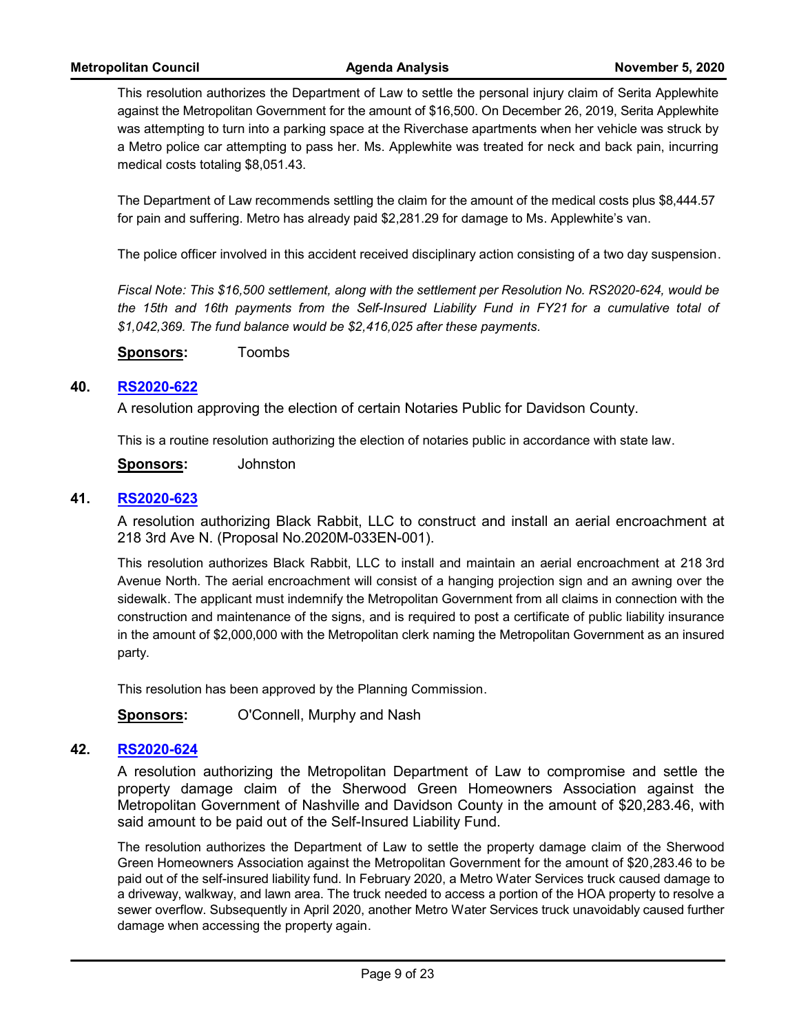This resolution authorizes the Department of Law to settle the personal injury claim of Serita Applewhite against the Metropolitan Government for the amount of $16,500. On December 26, 2019, Serita Applewhite was attempting to turn into a parking space at the Riverchase apartments when her vehicle was struck by a Metro police car attempting to pass her. Ms. Applewhite was treated for neck and back pain, incurring medical costs totaling $8,051.43.

The Department of Law recommends settling the claim for the amount of the medical costs plus $8,444.57 for pain and suffering. Metro has already paid $2,281.29 for damage to Ms. Applewhite's van.

The police officer involved in this accident received disciplinary action consisting of a two day suspension.

*Fiscal Note: This $16,500 settlement, along with the settlement per Resolution No. RS2020-624, would be the 15th and 16th payments from the Self-Insured Liability Fund in FY21 for a cumulative total of $1,042,369. The fund balance would be $2,416,025 after these payments.*

**Sponsors:** Toombs

**40. RS2020-622**

A resolution approving the election of certain Notaries Public for Davidson County.

This is a routine resolution authorizing the election of notaries public in accordance with state law.

**Sponsors:** Johnston

**41. RS2020-623**

A resolution authorizing Black Rabbit, LLC to construct and install an aerial encroachment at 218 3rd Ave N. (Proposal No.2020M-033EN-001).

This resolution authorizes Black Rabbit, LLC to install and maintain an aerial encroachment at 218 3rd Avenue North. The aerial encroachment will consist of a hanging projection sign and an awning over the sidewalk. The applicant must indemnify the Metropolitan Government from all claims in connection with the construction and maintenance of the signs, and is required to post a certificate of public liability insurance in the amount of $2,000,000 with the Metropolitan clerk naming the Metropolitan Government as an insured party.

This resolution has been approved by the Planning Commission.

**Sponsors:** O'Connell, Murphy and Nash

**42. RS2020-624**

A resolution authorizing the Metropolitan Department of Law to compromise and settle the property damage claim of the Sherwood Green Homeowners Association against the Metropolitan Government of Nashville and Davidson County in the amount of $20,283.46, with said amount to be paid out of the Self-Insured Liability Fund.

The resolution authorizes the Department of Law to settle the property damage claim of the Sherwood Green Homeowners Association against the Metropolitan Government for the amount of $20,283.46 to be paid out of the self-insured liability fund. In February 2020, a Metro Water Services truck caused damage to a driveway, walkway, and lawn area. The truck needed to access a portion of the HOA property to resolve a sewer overflow. Subsequently in April 2020, another Metro Water Services truck unavoidably caused further damage when accessing the property again.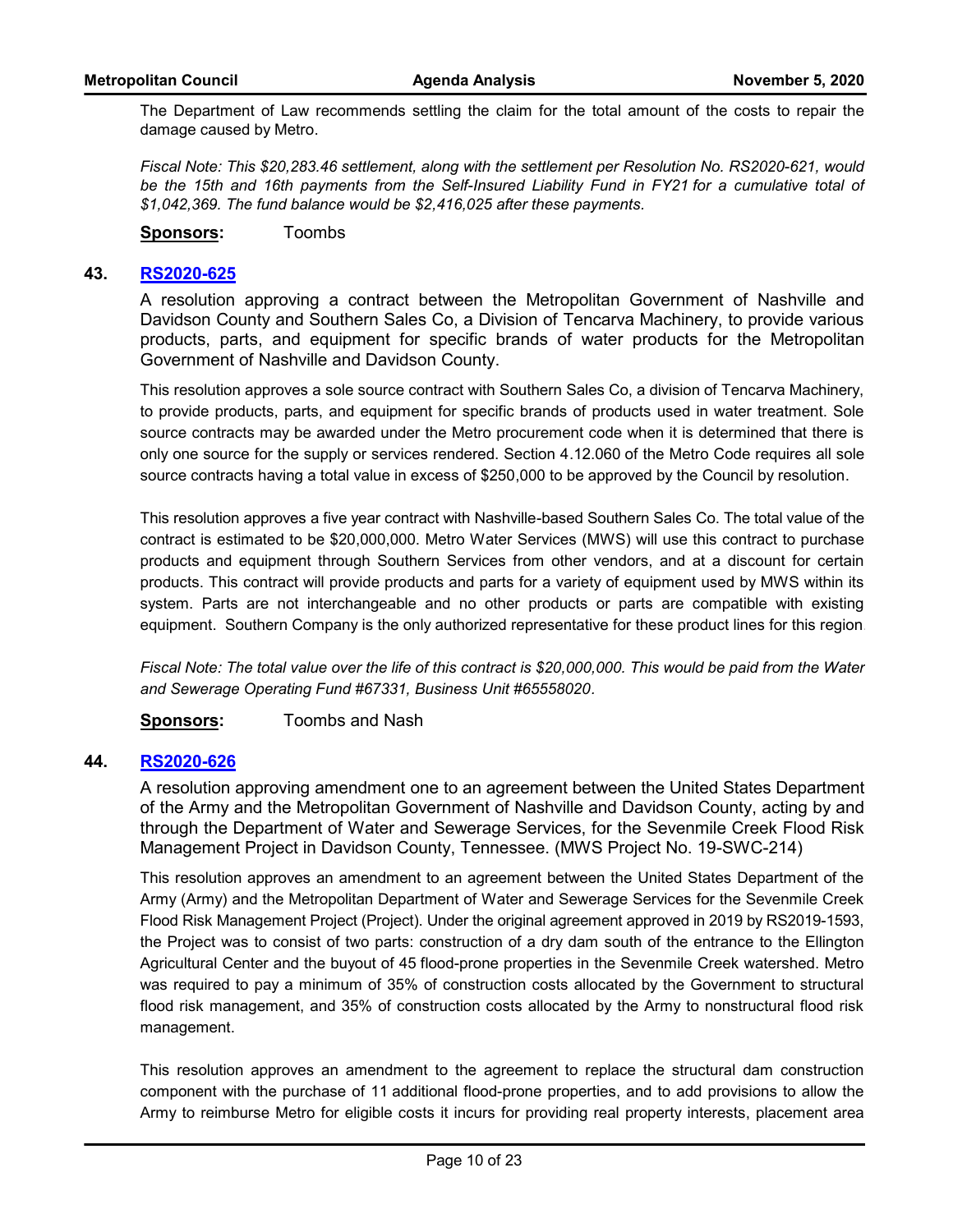The Department of Law recommends settling the claim for the total amount of the costs to repair the damage caused by Metro.

*Fiscal Note: This $20,283.46 settlement, along with the settlement per Resolution No. RS2020-621, would be the 15th and 16th payments from the Self-Insured Liability Fund in FY21 for a cumulative total of $1,042,369. The fund balance would be $2,416,025 after these payments.*

**Sponsors:** Toombs

## 43. RS2020-625

A resolution approving a contract between the Metropolitan Government of Nashville and Davidson County and Southern Sales Co, a Division of Tencarva Machinery, to provide various products, parts, and equipment for specific brands of water products for the Metropolitan Government of Nashville and Davidson County.

This resolution approves a sole source contract with Southern Sales Co, a division of Tencarva Machinery, to provide products, parts, and equipment for specific brands of products used in water treatment. Sole source contracts may be awarded under the Metro procurement code when it is determined that there is only one source for the supply or services rendered. Section 4.12.060 of the Metro Code requires all sole source contracts having a total value in excess of $250,000 to be approved by the Council by resolution.

This resolution approves a five year contract with Nashville-based Southern Sales Co. The total value of the contract is estimated to be $20,000,000. Metro Water Services (MWS) will use this contract to purchase products and equipment through Southern Services from other vendors, and at a discount for certain products. This contract will provide products and parts for a variety of equipment used by MWS within its system. Parts are not interchangeable and no other products or parts are compatible with existing equipment. Southern Company is the only authorized representative for these product lines for this region.

*Fiscal Note: The total value over the life of this contract is $20,000,000. This would be paid from the Water and Sewerage Operating Fund #67331, Business Unit #65558020.*

**Sponsors:** Toombs and Nash

## 44. RS2020-626

A resolution approving amendment one to an agreement between the United States Department of the Army and the Metropolitan Government of Nashville and Davidson County, acting by and through the Department of Water and Sewerage Services, for the Sevenmile Creek Flood Risk Management Project in Davidson County, Tennessee. (MWS Project No. 19-SWC-214)

This resolution approves an amendment to an agreement between the United States Department of the Army (Army) and the Metropolitan Department of Water and Sewerage Services for the Sevenmile Creek Flood Risk Management Project (Project). Under the original agreement approved in 2019 by RS2019-1593, the Project was to consist of two parts: construction of a dry dam south of the entrance to the Ellington Agricultural Center and the buyout of 45 flood-prone properties in the Sevenmile Creek watershed. Metro was required to pay a minimum of 35% of construction costs allocated by the Government to structural flood risk management, and 35% of construction costs allocated by the Army to nonstructural flood risk management.

This resolution approves an amendment to the agreement to replace the structural dam construction component with the purchase of 11 additional flood-prone properties, and to add provisions to allow the Army to reimburse Metro for eligible costs it incurs for providing real property interests, placement area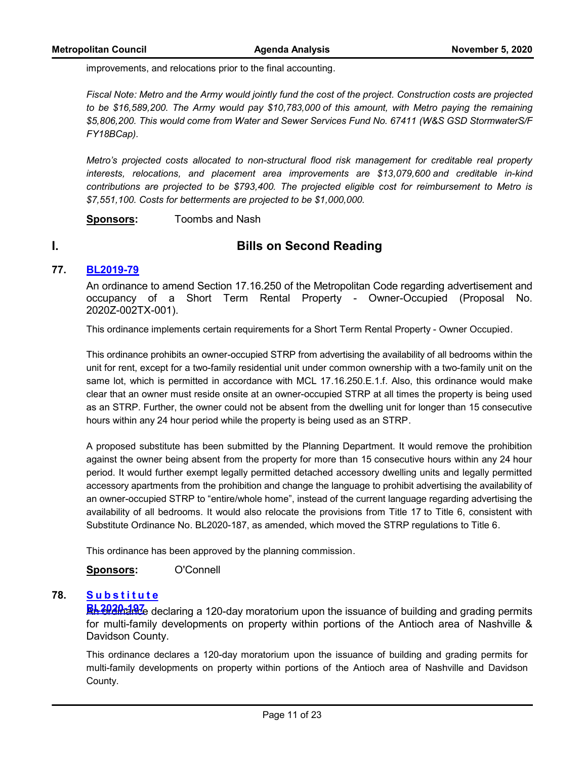improvements, and relocations prior to the final accounting.

*Fiscal Note: Metro and the Army would jointly fund the cost of the project. Construction costs are projected to be $16,589,200. The Army would pay $10,783,000 of this amount, with Metro paying the remaining $5,806,200. This would come from Water and Sewer Services Fund No. 67411 (W&S GSD StormwaterS/F FY18BCap).*

*Metro's projected costs allocated to non-structural flood risk management for creditable real property interests, relocations, and placement area improvements are $13,079,600 and creditable in-kind contributions are projected to be $793,400. The projected eligible cost for reimbursement to Metro is $7,551,100. Costs for betterments are projected to be $1,000,000.*

**Sponsors:** Toombs and Nash

## I. Bills on Second Reading

**77. BL2019-79**

An ordinance to amend Section 17.16.250 of the Metropolitan Code regarding advertisement and occupancy of a Short Term Rental Property - Owner-Occupied (Proposal No. 2020Z-002TX-001).

This ordinance implements certain requirements for a Short Term Rental Property - Owner Occupied.

This ordinance prohibits an owner-occupied STRP from advertising the availability of all bedrooms within the unit for rent, except for a two-family residential unit under common ownership with a two-family unit on the same lot, which is permitted in accordance with MCL 17.16.250.E.1.f. Also, this ordinance would make clear that an owner must reside onsite at an owner-occupied STRP at all times the property is being used as an STRP. Further, the owner could not be absent from the dwelling unit for longer than 15 consecutive hours within any 24 hour period while the property is being used as an STRP.

A proposed substitute has been submitted by the Planning Department. It would remove the prohibition against the owner being absent from the property for more than 15 consecutive hours within any 24 hour period. It would further exempt legally permitted detached accessory dwelling units and legally permitted accessory apartments from the prohibition and change the language to prohibit advertising the availability of an owner-occupied STRP to "entire/whole home", instead of the current language regarding advertising the availability of all bedrooms. It would also relocate the provisions from Title 17 to Title 6, consistent with Substitute Ordinance No. BL2020-187, as amended, which moved the STRP regulations to Title 6.

This ordinance has been approved by the planning commission.

**Sponsors:** O'Connell

**78. Substitute BL2020-197**

An ordinance declaring a 120-day moratorium upon the issuance of building and grading permits for multi-family developments on property within portions of the Antioch area of Nashville & Davidson County.

This ordinance declares a 120-day moratorium upon the issuance of building and grading permits for multi-family developments on property within portions of the Antioch area of Nashville and Davidson County.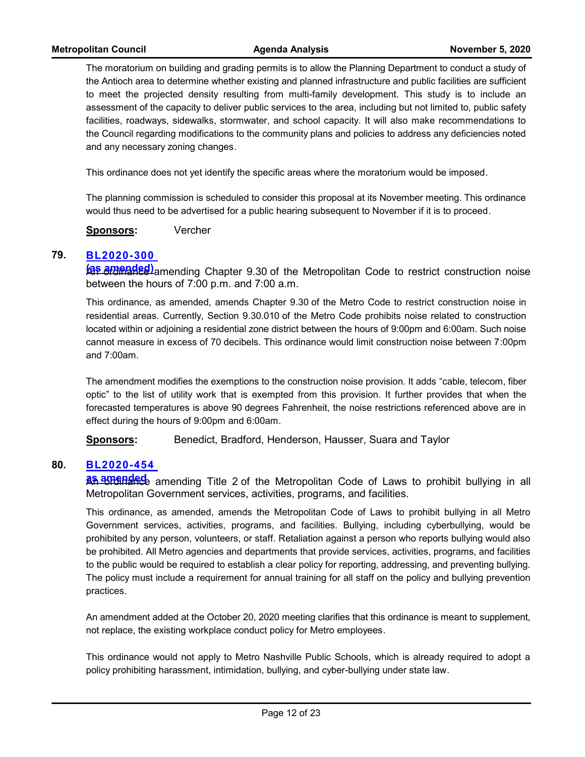The moratorium on building and grading permits is to allow the Planning Department to conduct a study of the Antioch area to determine whether existing and planned infrastructure and public facilities are sufficient to meet the projected density resulting from multi-family development. This study is to include an assessment of the capacity to deliver public services to the area, including but not limited to, public safety facilities, roadways, sidewalks, stormwater, and school capacity. It will also make recommendations to the Council regarding modifications to the community plans and policies to address any deficiencies noted and any necessary zoning changes.

This ordinance does not yet identify the specific areas where the moratorium would be imposed.

The planning commission is scheduled to consider this proposal at its November meeting. This ordinance would thus need to be advertised for a public hearing subsequent to November if it is to proceed.

**Sponsors:** Vercher

**79. BL2020-300 (as amended)**

An ordinance amending Chapter 9.30 of the Metropolitan Code to restrict construction noise between the hours of 7:00 p.m. and 7:00 a.m.

This ordinance, as amended, amends Chapter 9.30 of the Metro Code to restrict construction noise in residential areas. Currently, Section 9.30.010 of the Metro Code prohibits noise related to construction located within or adjoining a residential zone district between the hours of 9:00pm and 6:00am. Such noise cannot measure in excess of 70 decibels. This ordinance would limit construction noise between 7:00pm and 7:00am.

The amendment modifies the exemptions to the construction noise provision. It adds "cable, telecom, fiber optic" to the list of utility work that is exempted from this provision. It further provides that when the forecasted temperatures is above 90 degrees Fahrenheit, the noise restrictions referenced above are in effect during the hours of 9:00pm and 6:00am.

**Sponsors:** Benedict, Bradford, Henderson, Hausser, Suara and Taylor

**80. BL2020-454 as amended**

An ordinance amending Title 2 of the Metropolitan Code of Laws to prohibit bullying in all Metropolitan Government services, activities, programs, and facilities.

This ordinance, as amended, amends the Metropolitan Code of Laws to prohibit bullying in all Metro Government services, activities, programs, and facilities. Bullying, including cyberbullying, would be prohibited by any person, volunteers, or staff. Retaliation against a person who reports bullying would also be prohibited. All Metro agencies and departments that provide services, activities, programs, and facilities to the public would be required to establish a clear policy for reporting, addressing, and preventing bullying. The policy must include a requirement for annual training for all staff on the policy and bullying prevention practices.

An amendment added at the October 20, 2020 meeting clarifies that this ordinance is meant to supplement, not replace, the existing workplace conduct policy for Metro employees.

This ordinance would not apply to Metro Nashville Public Schools, which is already required to adopt a policy prohibiting harassment, intimidation, bullying, and cyber-bullying under state law.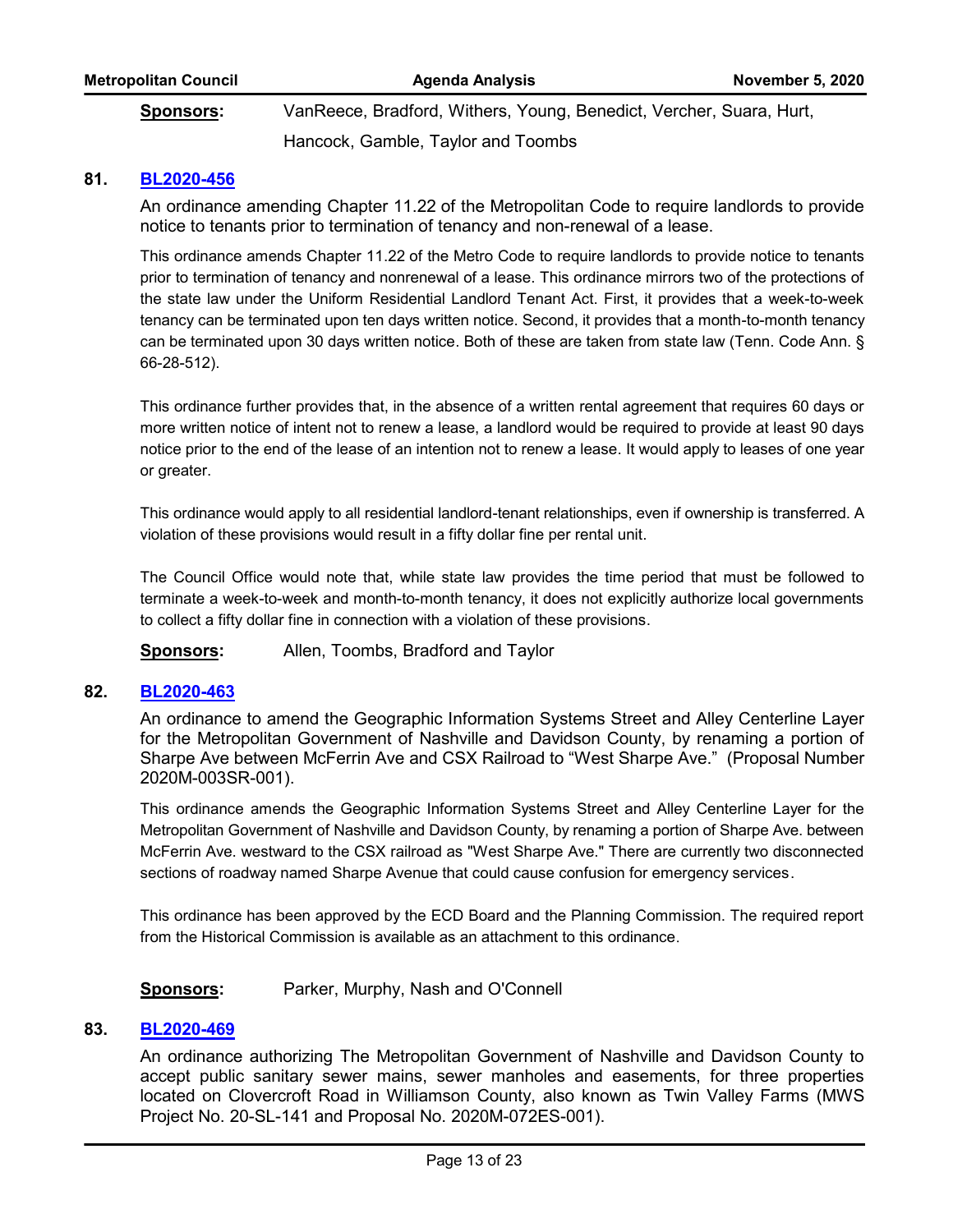**Sponsors:** VanReece, Bradford, Withers, Young, Benedict, Vercher, Suara, Hurt, Hancock, Gamble, Taylor and Toombs

**81. [BL2020-456](#)**

An ordinance amending Chapter 11.22 of the Metropolitan Code to require landlords to provide notice to tenants prior to termination of tenancy and non-renewal of a lease.

This ordinance amends Chapter 11.22 of the Metro Code to require landlords to provide notice to tenants prior to termination of tenancy and nonrenewal of a lease. This ordinance mirrors two of the protections of the state law under the Uniform Residential Landlord Tenant Act. First, it provides that a week-to-week tenancy can be terminated upon ten days written notice. Second, it provides that a month-to-month tenancy can be terminated upon 30 days written notice. Both of these are taken from state law (Tenn. Code Ann. § 66-28-512).

This ordinance further provides that, in the absence of a written rental agreement that requires 60 days or more written notice of intent not to renew a lease, a landlord would be required to provide at least 90 days notice prior to the end of the lease of an intention not to renew a lease. It would apply to leases of one year or greater.

This ordinance would apply to all residential landlord-tenant relationships, even if ownership is transferred. A violation of these provisions would result in a fifty dollar fine per rental unit.

The Council Office would note that, while state law provides the time period that must be followed to terminate a week-to-week and month-to-month tenancy, it does not explicitly authorize local governments to collect a fifty dollar fine in connection with a violation of these provisions.

**Sponsors:** Allen, Toombs, Bradford and Taylor

**82. [BL2020-463](#)**

An ordinance to amend the Geographic Information Systems Street and Alley Centerline Layer for the Metropolitan Government of Nashville and Davidson County, by renaming a portion of Sharpe Ave between McFerrin Ave and CSX Railroad to "West Sharpe Ave." (Proposal Number 2020M-003SR-001).

This ordinance amends the Geographic Information Systems Street and Alley Centerline Layer for the Metropolitan Government of Nashville and Davidson County, by renaming a portion of Sharpe Ave. between McFerrin Ave. westward to the CSX railroad as "West Sharpe Ave." There are currently two disconnected sections of roadway named Sharpe Avenue that could cause confusion for emergency services.

This ordinance has been approved by the ECD Board and the Planning Commission. The required report from the Historical Commission is available as an attachment to this ordinance.

**Sponsors:** Parker, Murphy, Nash and O'Connell

**83. [BL2020-469](#)**

An ordinance authorizing The Metropolitan Government of Nashville and Davidson County to accept public sanitary sewer mains, sewer manholes and easements, for three properties located on Clovercroft Road in Williamson County, also known as Twin Valley Farms (MWS Project No. 20-SL-141 and Proposal No. 2020M-072ES-001).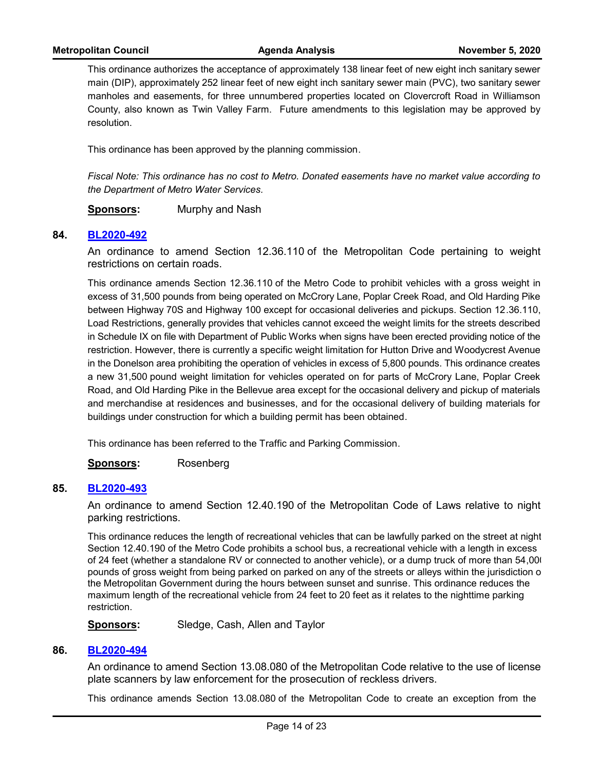This ordinance authorizes the acceptance of approximately 138 linear feet of new eight inch sanitary sewer main (DIP), approximately 252 linear feet of new eight inch sanitary sewer main (PVC), two sanitary sewer manholes and easements, for three unnumbered properties located on Clovercroft Road in Williamson County, also known as Twin Valley Farm. Future amendments to this legislation may be approved by resolution.

This ordinance has been approved by the planning commission.

*Fiscal Note: This ordinance has no cost to Metro. Donated easements have no market value according to the Department of Metro Water Services.*

**Sponsors:** Murphy and Nash

## 84. BL2020-492

An ordinance to amend Section 12.36.110 of the Metropolitan Code pertaining to weight restrictions on certain roads.

This ordinance amends Section 12.36.110 of the Metro Code to prohibit vehicles with a gross weight in excess of 31,500 pounds from being operated on McCrory Lane, Poplar Creek Road, and Old Harding Pike between Highway 70S and Highway 100 except for occasional deliveries and pickups. Section 12.36.110, Load Restrictions, generally provides that vehicles cannot exceed the weight limits for the streets described in Schedule IX on file with Department of Public Works when signs have been erected providing notice of the restriction. However, there is currently a specific weight limitation for Hutton Drive and Woodycrest Avenue in the Donelson area prohibiting the operation of vehicles in excess of 5,800 pounds. This ordinance creates a new 31,500 pound weight limitation for vehicles operated on for parts of McCrory Lane, Poplar Creek Road, and Old Harding Pike in the Bellevue area except for the occasional delivery and pickup of materials and merchandise at residences and businesses, and for the occasional delivery of building materials for buildings under construction for which a building permit has been obtained.

This ordinance has been referred to the Traffic and Parking Commission.

**Sponsors:** Rosenberg

## 85. BL2020-493

An ordinance to amend Section 12.40.190 of the Metropolitan Code of Laws relative to night parking restrictions.

This ordinance reduces the length of recreational vehicles that can be lawfully parked on the street at night Section 12.40.190 of the Metro Code prohibits a school bus, a recreational vehicle with a length in excess of 24 feet (whether a standalone RV or connected to another vehicle), or a dump truck of more than 54,000 pounds of gross weight from being parked on parked on any of the streets or alleys within the jurisdiction of the Metropolitan Government during the hours between sunset and sunrise. This ordinance reduces the maximum length of the recreational vehicle from 24 feet to 20 feet as it relates to the nighttime parking restriction.

**Sponsors:** Sledge, Cash, Allen and Taylor

## 86. BL2020-494

An ordinance to amend Section 13.08.080 of the Metropolitan Code relative to the use of license plate scanners by law enforcement for the prosecution of reckless drivers.

This ordinance amends Section 13.08.080 of the Metropolitan Code to create an exception from the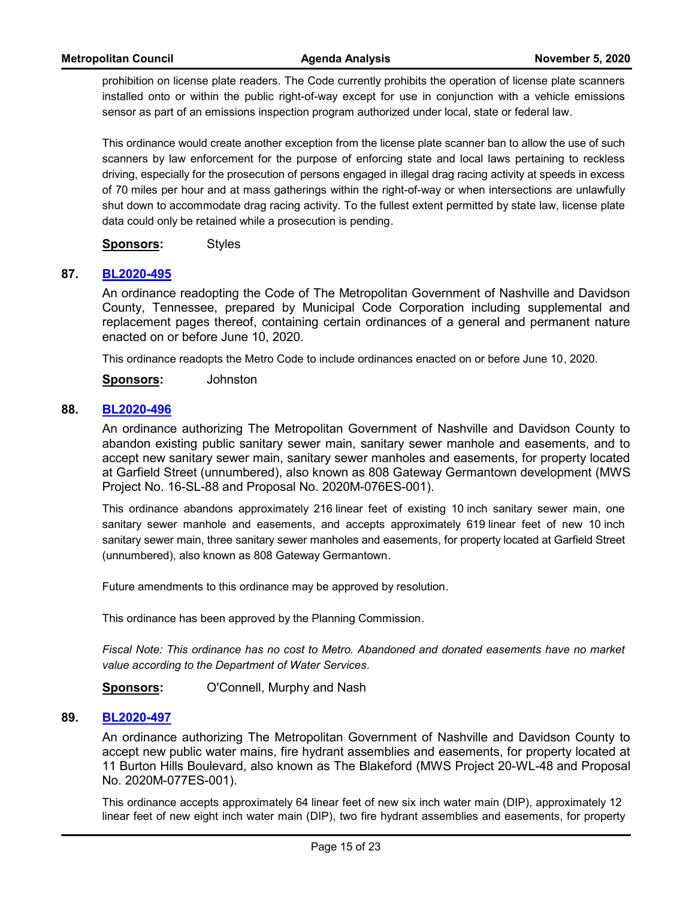prohibition on license plate readers. The Code currently prohibits the operation of license plate scanners installed onto or within the public right-of-way except for use in conjunction with a vehicle emissions sensor as part of an emissions inspection program authorized under local, state or federal law.

This ordinance would create another exception from the license plate scanner ban to allow the use of such scanners by law enforcement for the purpose of enforcing state and local laws pertaining to reckless driving, especially for the prosecution of persons engaged in illegal drag racing activity at speeds in excess of 70 miles per hour and at mass gatherings within the right-of-way or when intersections are unlawfully shut down to accommodate drag racing activity. To the fullest extent permitted by state law, license plate data could only be retained while a prosecution is pending.

**Sponsors:** Styles

## 87. BL2020-495

An ordinance readopting the Code of The Metropolitan Government of Nashville and Davidson County, Tennessee, prepared by Municipal Code Corporation including supplemental and replacement pages thereof, containing certain ordinances of a general and permanent nature enacted on or before June 10, 2020.

This ordinance readopts the Metro Code to include ordinances enacted on or before June 10, 2020.

**Sponsors:** Johnston

## 88. BL2020-496

An ordinance authorizing The Metropolitan Government of Nashville and Davidson County to abandon existing public sanitary sewer main, sanitary sewer manhole and easements, and to accept new sanitary sewer main, sanitary sewer manholes and easements, for property located at Garfield Street (unnumbered), also known as 808 Gateway Germantown development (MWS Project No. 16-SL-88 and Proposal No. 2020M-076ES-001).

This ordinance abandons approximately 216 linear feet of existing 10 inch sanitary sewer main, one sanitary sewer manhole and easements, and accepts approximately 619 linear feet of new 10 inch sanitary sewer main, three sanitary sewer manholes and easements, for property located at Garfield Street (unnumbered), also known as 808 Gateway Germantown.

Future amendments to this ordinance may be approved by resolution.

This ordinance has been approved by the Planning Commission.

*Fiscal Note: This ordinance has no cost to Metro. Abandoned and donated easements have no market value according to the Department of Water Services.*

**Sponsors:** O'Connell, Murphy and Nash

## 89. BL2020-497

An ordinance authorizing The Metropolitan Government of Nashville and Davidson County to accept new public water mains, fire hydrant assemblies and easements, for property located at 11 Burton Hills Boulevard, also known as The Blakeford (MWS Project 20-WL-48 and Proposal No. 2020M-077ES-001).

This ordinance accepts approximately 64 linear feet of new six inch water main (DIP), approximately 12 linear feet of new eight inch water main (DIP), two fire hydrant assemblies and easements, for property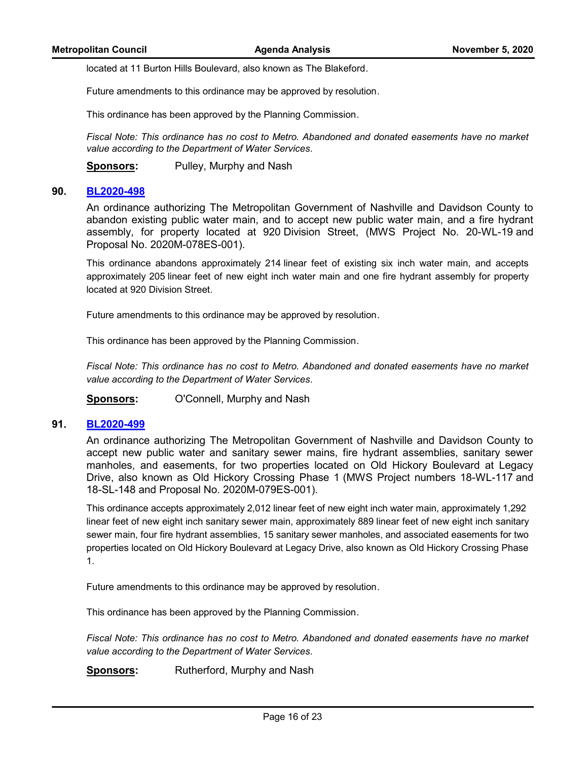located at 11 Burton Hills Boulevard, also known as The Blakeford.

Future amendments to this ordinance may be approved by resolution.

This ordinance has been approved by the Planning Commission.

*Fiscal Note: This ordinance has no cost to Metro. Abandoned and donated easements have no market value according to the Department of Water Services.*

**Sponsors:** Pulley, Murphy and Nash

## 90. BL2020-498

An ordinance authorizing The Metropolitan Government of Nashville and Davidson County to abandon existing public water main, and to accept new public water main, and a fire hydrant assembly, for property located at 920 Division Street, (MWS Project No. 20-WL-19 and Proposal No. 2020M-078ES-001).

This ordinance abandons approximately 214 linear feet of existing six inch water main, and accepts approximately 205 linear feet of new eight inch water main and one fire hydrant assembly for property located at 920 Division Street.

Future amendments to this ordinance may be approved by resolution.

This ordinance has been approved by the Planning Commission.

*Fiscal Note: This ordinance has no cost to Metro. Abandoned and donated easements have no market value according to the Department of Water Services.*

**Sponsors:** O'Connell, Murphy and Nash

## 91. BL2020-499

An ordinance authorizing The Metropolitan Government of Nashville and Davidson County to accept new public water and sanitary sewer mains, fire hydrant assemblies, sanitary sewer manholes, and easements, for two properties located on Old Hickory Boulevard at Legacy Drive, also known as Old Hickory Crossing Phase 1 (MWS Project numbers 18-WL-117 and 18-SL-148 and Proposal No. 2020M-079ES-001).

This ordinance accepts approximately 2,012 linear feet of new eight inch water main, approximately 1,292 linear feet of new eight inch sanitary sewer main, approximately 889 linear feet of new eight inch sanitary sewer main, four fire hydrant assemblies, 15 sanitary sewer manholes, and associated easements for two properties located on Old Hickory Boulevard at Legacy Drive, also known as Old Hickory Crossing Phase 1.

Future amendments to this ordinance may be approved by resolution.

This ordinance has been approved by the Planning Commission.

*Fiscal Note: This ordinance has no cost to Metro. Abandoned and donated easements have no market value according to the Department of Water Services.*

**Sponsors:** Rutherford, Murphy and Nash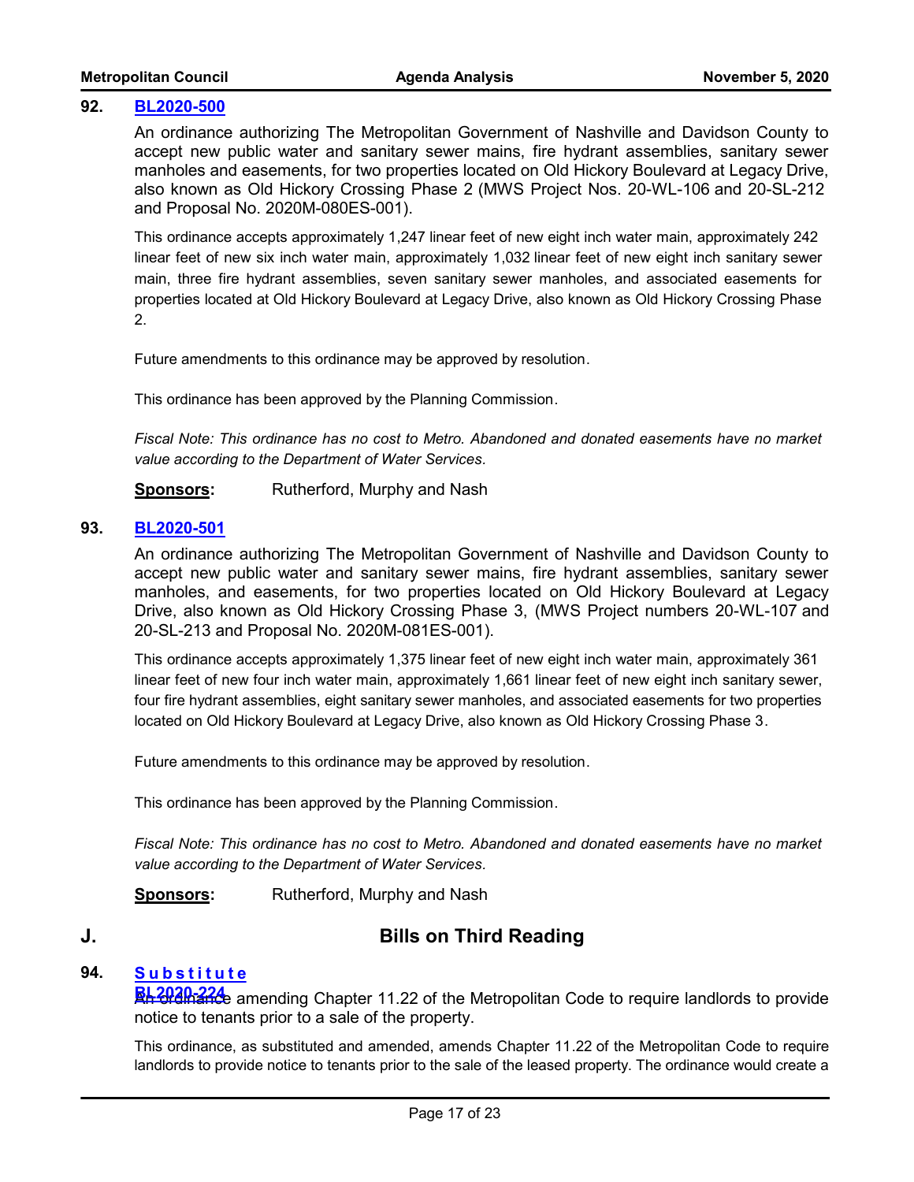**92. [BL2020-500]**

An ordinance authorizing The Metropolitan Government of Nashville and Davidson County to accept new public water and sanitary sewer mains, fire hydrant assemblies, sanitary sewer manholes and easements, for two properties located on Old Hickory Boulevard at Legacy Drive, also known as Old Hickory Crossing Phase 2 (MWS Project Nos. 20-WL-106 and 20-SL-212 and Proposal No. 2020M-080ES-001).

This ordinance accepts approximately 1,247 linear feet of new eight inch water main, approximately 242 linear feet of new six inch water main, approximately 1,032 linear feet of new eight inch sanitary sewer main, three fire hydrant assemblies, seven sanitary sewer manholes, and associated easements for properties located at Old Hickory Boulevard at Legacy Drive, also known as Old Hickory Crossing Phase 2.

Future amendments to this ordinance may be approved by resolution.

This ordinance has been approved by the Planning Commission.

*Fiscal Note: This ordinance has no cost to Metro. Abandoned and donated easements have no market value according to the Department of Water Services.*

**Sponsors:** Rutherford, Murphy and Nash

**93. [BL2020-501]**

An ordinance authorizing The Metropolitan Government of Nashville and Davidson County to accept new public water and sanitary sewer mains, fire hydrant assemblies, sanitary sewer manholes, and easements, for two properties located on Old Hickory Boulevard at Legacy Drive, also known as Old Hickory Crossing Phase 3, (MWS Project numbers 20-WL-107 and 20-SL-213 and Proposal No. 2020M-081ES-001).

This ordinance accepts approximately 1,375 linear feet of new eight inch water main, approximately 361 linear feet of new four inch water main, approximately 1,661 linear feet of new eight inch sanitary sewer, four fire hydrant assemblies, eight sanitary sewer manholes, and associated easements for two properties located on Old Hickory Boulevard at Legacy Drive, also known as Old Hickory Crossing Phase 3.

Future amendments to this ordinance may be approved by resolution.

This ordinance has been approved by the Planning Commission.

*Fiscal Note: This ordinance has no cost to Metro. Abandoned and donated easements have no market value according to the Department of Water Services.*

**Sponsors:** Rutherford, Murphy and Nash

## J. Bills on Third Reading

**94. [Substitute BL2020-224]**

An ordinance amending Chapter 11.22 of the Metropolitan Code to require landlords to provide notice to tenants prior to a sale of the property.

This ordinance, as substituted and amended, amends Chapter 11.22 of the Metropolitan Code to require landlords to provide notice to tenants prior to the sale of the leased property. The ordinance would create a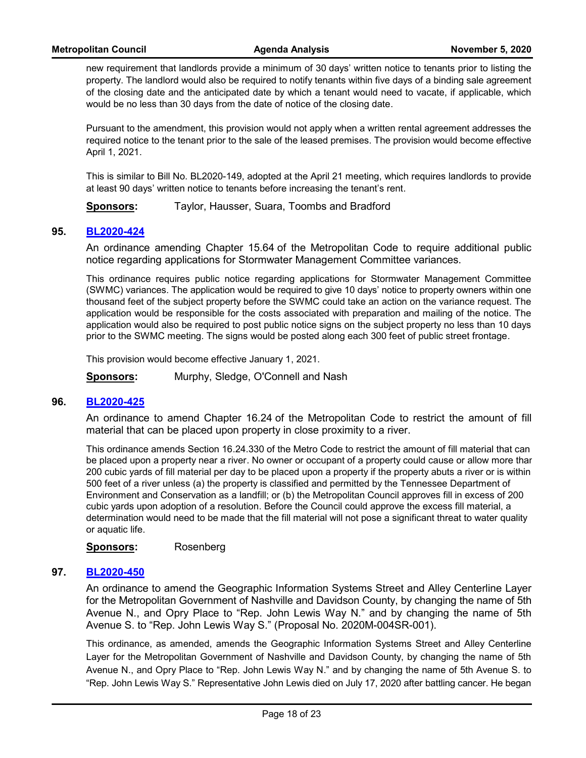new requirement that landlords provide a minimum of 30 days' written notice to tenants prior to listing the property. The landlord would also be required to notify tenants within five days of a binding sale agreement of the closing date and the anticipated date by which a tenant would need to vacate, if applicable, which would be no less than 30 days from the date of notice of the closing date.

Pursuant to the amendment, this provision would not apply when a written rental agreement addresses the required notice to the tenant prior to the sale of the leased premises. The provision would become effective April 1, 2021.

This is similar to Bill No. BL2020-149, adopted at the April 21 meeting, which requires landlords to provide at least 90 days' written notice to tenants before increasing the tenant's rent.

**Sponsors:** Taylor, Hausser, Suara, Toombs and Bradford

## 95. BL2020-424

An ordinance amending Chapter 15.64 of the Metropolitan Code to require additional public notice regarding applications for Stormwater Management Committee variances.

This ordinance requires public notice regarding applications for Stormwater Management Committee (SWMC) variances. The application would be required to give 10 days' notice to property owners within one thousand feet of the subject property before the SWMC could take an action on the variance request. The application would be responsible for the costs associated with preparation and mailing of the notice. The application would also be required to post public notice signs on the subject property no less than 10 days prior to the SWMC meeting. The signs would be posted along each 300 feet of public street frontage.

This provision would become effective January 1, 2021.

**Sponsors:** Murphy, Sledge, O'Connell and Nash

## 96. BL2020-425

An ordinance to amend Chapter 16.24 of the Metropolitan Code to restrict the amount of fill material that can be placed upon property in close proximity to a river.

This ordinance amends Section 16.24.330 of the Metro Code to restrict the amount of fill material that can be placed upon a property near a river. No owner or occupant of a property could cause or allow more thar 200 cubic yards of fill material per day to be placed upon a property if the property abuts a river or is within 500 feet of a river unless (a) the property is classified and permitted by the Tennessee Department of Environment and Conservation as a landfill; or (b) the Metropolitan Council approves fill in excess of 200 cubic yards upon adoption of a resolution. Before the Council could approve the excess fill material, a determination would need to be made that the fill material will not pose a significant threat to water quality or aquatic life.

**Sponsors:** Rosenberg

## 97. BL2020-450

An ordinance to amend the Geographic Information Systems Street and Alley Centerline Layer for the Metropolitan Government of Nashville and Davidson County, by changing the name of 5th Avenue N., and Opry Place to "Rep. John Lewis Way N." and by changing the name of 5th Avenue S. to "Rep. John Lewis Way S." (Proposal No. 2020M-004SR-001).

This ordinance, as amended, amends the Geographic Information Systems Street and Alley Centerline Layer for the Metropolitan Government of Nashville and Davidson County, by changing the name of 5th Avenue N., and Opry Place to "Rep. John Lewis Way N." and by changing the name of 5th Avenue S. to "Rep. John Lewis Way S." Representative John Lewis died on July 17, 2020 after battling cancer. He began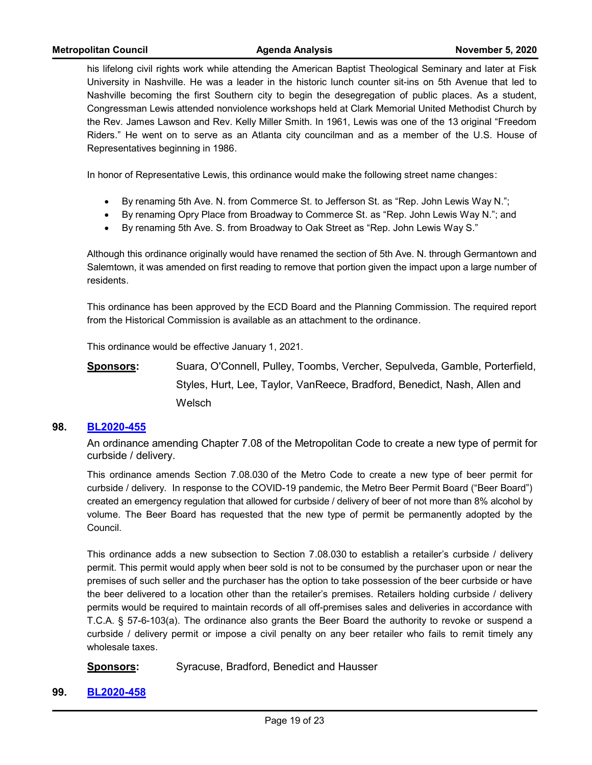his lifelong civil rights work while attending the American Baptist Theological Seminary and later at Fisk University in Nashville. He was a leader in the historic lunch counter sit-ins on 5th Avenue that led to Nashville becoming the first Southern city to begin the desegregation of public places. As a student, Congressman Lewis attended nonviolence workshops held at Clark Memorial United Methodist Church by the Rev. James Lawson and Rev. Kelly Miller Smith. In 1961, Lewis was one of the 13 original "Freedom Riders." He went on to serve as an Atlanta city councilman and as a member of the U.S. House of Representatives beginning in 1986.

In honor of Representative Lewis, this ordinance would make the following street name changes:

- By renaming 5th Ave. N. from Commerce St. to Jefferson St. as "Rep. John Lewis Way N.";
- By renaming Opry Place from Broadway to Commerce St. as "Rep. John Lewis Way N."; and
- By renaming 5th Ave. S. from Broadway to Oak Street as "Rep. John Lewis Way S."

Although this ordinance originally would have renamed the section of 5th Ave. N. through Germantown and Salemtown, it was amended on first reading to remove that portion given the impact upon a large number of residents.

This ordinance has been approved by the ECD Board and the Planning Commission. The required report from the Historical Commission is available as an attachment to the ordinance.

This ordinance would be effective January 1, 2021.

**Sponsors:** Suara, O'Connell, Pulley, Toombs, Vercher, Sepulveda, Gamble, Porterfield, Styles, Hurt, Lee, Taylor, VanReece, Bradford, Benedict, Nash, Allen and Welsch

## 98. BL2020-455

An ordinance amending Chapter 7.08 of the Metropolitan Code to create a new type of permit for curbside / delivery.

This ordinance amends Section 7.08.030 of the Metro Code to create a new type of beer permit for curbside / delivery. In response to the COVID-19 pandemic, the Metro Beer Permit Board ("Beer Board") created an emergency regulation that allowed for curbside / delivery of beer of not more than 8% alcohol by volume. The Beer Board has requested that the new type of permit be permanently adopted by the Council.

This ordinance adds a new subsection to Section 7.08.030 to establish a retailer's curbside / delivery permit. This permit would apply when beer sold is not to be consumed by the purchaser upon or near the premises of such seller and the purchaser has the option to take possession of the beer curbside or have the beer delivered to a location other than the retailer's premises. Retailers holding curbside / delivery permits would be required to maintain records of all off-premises sales and deliveries in accordance with T.C.A. § 57-6-103(a). The ordinance also grants the Beer Board the authority to revoke or suspend a curbside / delivery permit or impose a civil penalty on any beer retailer who fails to remit timely any wholesale taxes.

**Sponsors:** Syracuse, Bradford, Benedict and Hausser

## 99. BL2020-458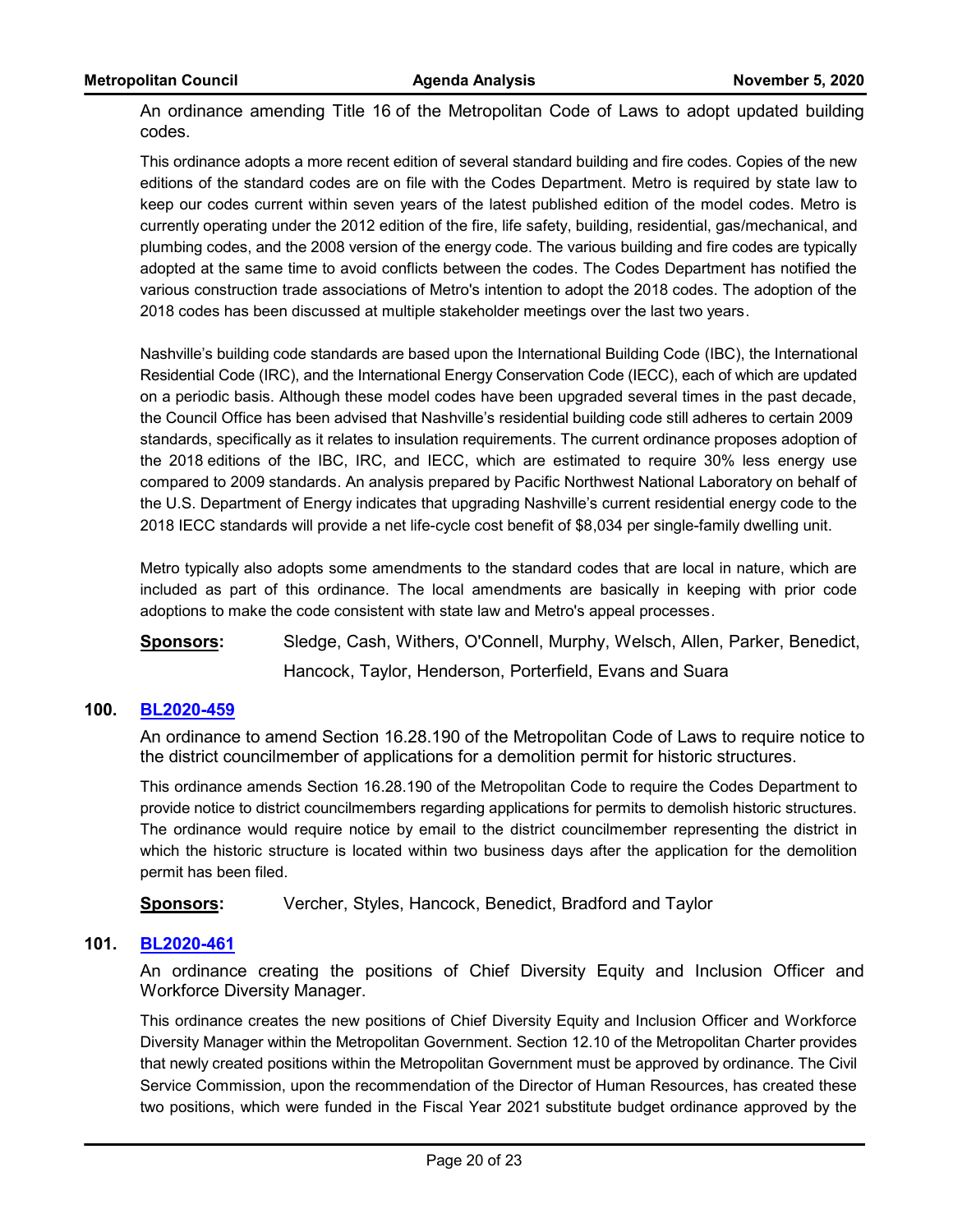An ordinance amending Title 16 of the Metropolitan Code of Laws to adopt updated building codes.

This ordinance adopts a more recent edition of several standard building and fire codes. Copies of the new editions of the standard codes are on file with the Codes Department. Metro is required by state law to keep our codes current within seven years of the latest published edition of the model codes. Metro is currently operating under the 2012 edition of the fire, life safety, building, residential, gas/mechanical, and plumbing codes, and the 2008 version of the energy code. The various building and fire codes are typically adopted at the same time to avoid conflicts between the codes. The Codes Department has notified the various construction trade associations of Metro's intention to adopt the 2018 codes. The adoption of the 2018 codes has been discussed at multiple stakeholder meetings over the last two years.

Nashville's building code standards are based upon the International Building Code (IBC), the International Residential Code (IRC), and the International Energy Conservation Code (IECC), each of which are updated on a periodic basis. Although these model codes have been upgraded several times in the past decade, the Council Office has been advised that Nashville's residential building code still adheres to certain 2009 standards, specifically as it relates to insulation requirements. The current ordinance proposes adoption of the 2018 editions of the IBC, IRC, and IECC, which are estimated to require 30% less energy use compared to 2009 standards. An analysis prepared by Pacific Northwest National Laboratory on behalf of the U.S. Department of Energy indicates that upgrading Nashville's current residential energy code to the 2018 IECC standards will provide a net life-cycle cost benefit of $8,034 per single-family dwelling unit.

Metro typically also adopts some amendments to the standard codes that are local in nature, which are included as part of this ordinance. The local amendments are basically in keeping with prior code adoptions to make the code consistent with state law and Metro's appeal processes.

**Sponsors:** Sledge, Cash, Withers, O'Connell, Murphy, Welsch, Allen, Parker, Benedict, Hancock, Taylor, Henderson, Porterfield, Evans and Suara

**100. BL2020-459**

An ordinance to amend Section 16.28.190 of the Metropolitan Code of Laws to require notice to the district councilmember of applications for a demolition permit for historic structures.

This ordinance amends Section 16.28.190 of the Metropolitan Code to require the Codes Department to provide notice to district councilmembers regarding applications for permits to demolish historic structures. The ordinance would require notice by email to the district councilmember representing the district in which the historic structure is located within two business days after the application for the demolition permit has been filed.

**Sponsors:** Vercher, Styles, Hancock, Benedict, Bradford and Taylor

**101. BL2020-461**

An ordinance creating the positions of Chief Diversity Equity and Inclusion Officer and Workforce Diversity Manager.

This ordinance creates the new positions of Chief Diversity Equity and Inclusion Officer and Workforce Diversity Manager within the Metropolitan Government. Section 12.10 of the Metropolitan Charter provides that newly created positions within the Metropolitan Government must be approved by ordinance. The Civil Service Commission, upon the recommendation of the Director of Human Resources, has created these two positions, which were funded in the Fiscal Year 2021 substitute budget ordinance approved by the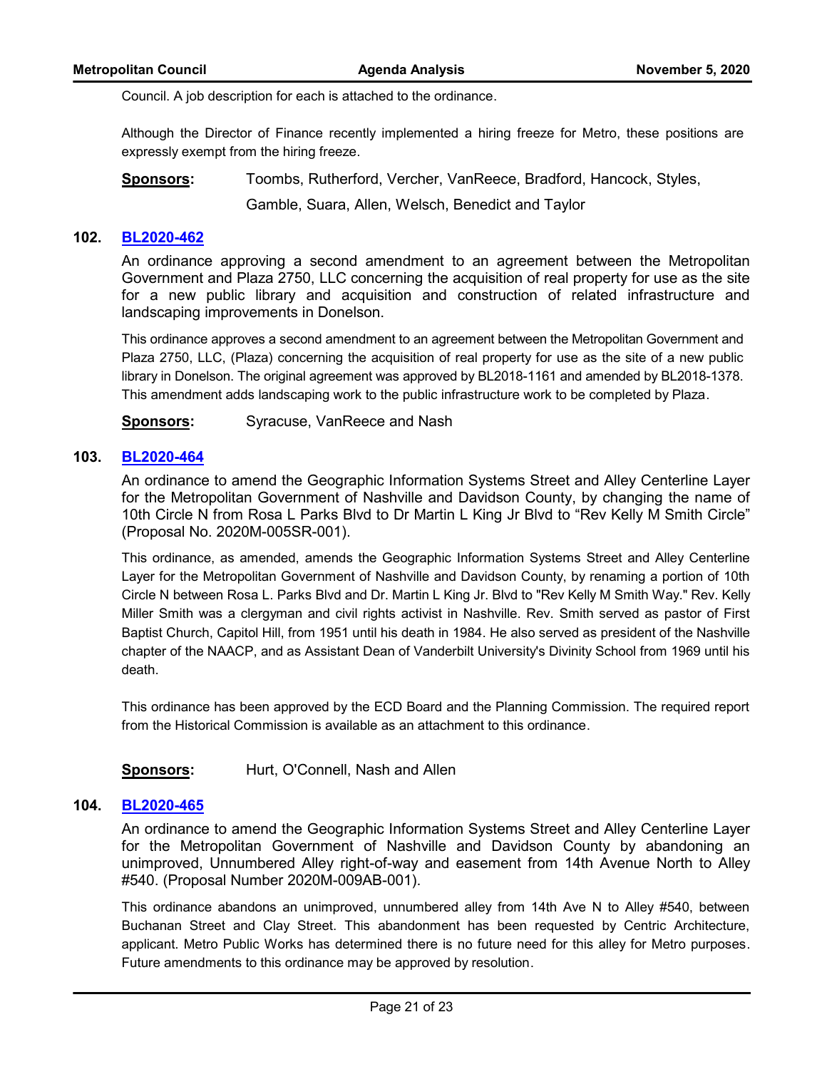Council. A job description for each is attached to the ordinance.

Although the Director of Finance recently implemented a hiring freeze for Metro, these positions are expressly exempt from the hiring freeze.

**Sponsors:** Toombs, Rutherford, Vercher, VanReece, Bradford, Hancock, Styles, Gamble, Suara, Allen, Welsch, Benedict and Taylor

**102. BL2020-462**

An ordinance approving a second amendment to an agreement between the Metropolitan Government and Plaza 2750, LLC concerning the acquisition of real property for use as the site for a new public library and acquisition and construction of related infrastructure and landscaping improvements in Donelson.

This ordinance approves a second amendment to an agreement between the Metropolitan Government and Plaza 2750, LLC, (Plaza) concerning the acquisition of real property for use as the site of a new public library in Donelson. The original agreement was approved by BL2018-1161 and amended by BL2018-1378. This amendment adds landscaping work to the public infrastructure work to be completed by Plaza.

**Sponsors:** Syracuse, VanReece and Nash

**103. BL2020-464**

An ordinance to amend the Geographic Information Systems Street and Alley Centerline Layer for the Metropolitan Government of Nashville and Davidson County, by changing the name of 10th Circle N from Rosa L Parks Blvd to Dr Martin L King Jr Blvd to "Rev Kelly M Smith Circle" (Proposal No. 2020M-005SR-001).

This ordinance, as amended, amends the Geographic Information Systems Street and Alley Centerline Layer for the Metropolitan Government of Nashville and Davidson County, by renaming a portion of 10th Circle N between Rosa L. Parks Blvd and Dr. Martin L King Jr. Blvd to "Rev Kelly M Smith Way." Rev. Kelly Miller Smith was a clergyman and civil rights activist in Nashville. Rev. Smith served as pastor of First Baptist Church, Capitol Hill, from 1951 until his death in 1984. He also served as president of the Nashville chapter of the NAACP, and as Assistant Dean of Vanderbilt University's Divinity School from 1969 until his death.

This ordinance has been approved by the ECD Board and the Planning Commission. The required report from the Historical Commission is available as an attachment to this ordinance.

**Sponsors:** Hurt, O'Connell, Nash and Allen

**104. BL2020-465**

An ordinance to amend the Geographic Information Systems Street and Alley Centerline Layer for the Metropolitan Government of Nashville and Davidson County by abandoning an unimproved, Unnumbered Alley right-of-way and easement from 14th Avenue North to Alley #540. (Proposal Number 2020M-009AB-001).

This ordinance abandons an unimproved, unnumbered alley from 14th Ave N to Alley #540, between Buchanan Street and Clay Street. This abandonment has been requested by Centric Architecture, applicant. Metro Public Works has determined there is no future need for this alley for Metro purposes. Future amendments to this ordinance may be approved by resolution.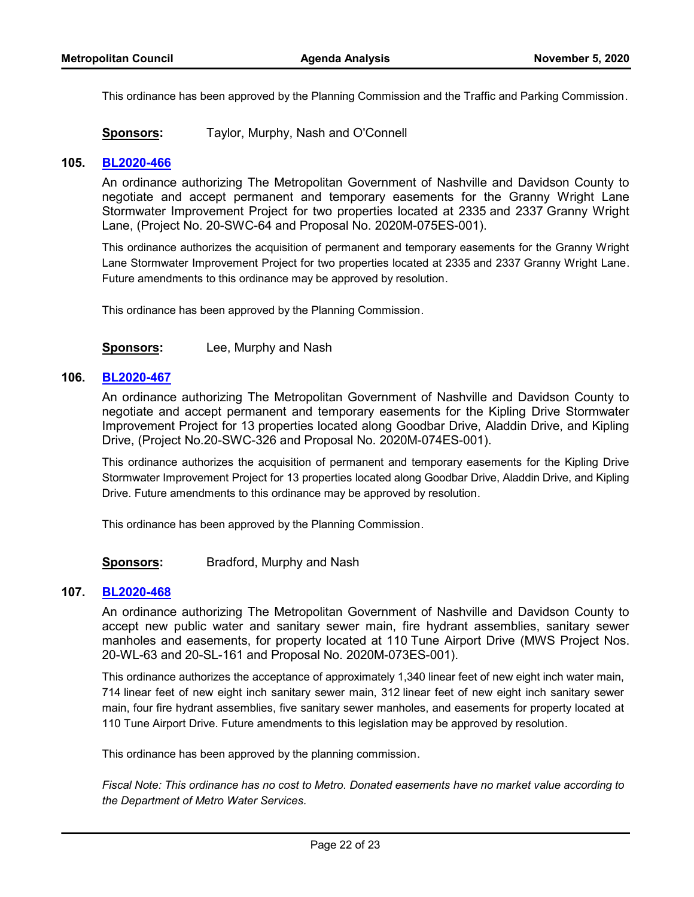This ordinance has been approved by the Planning Commission and the Traffic and Parking Commission.

**Sponsors:** Taylor, Murphy, Nash and O'Connell

**105. BL2020-466**

An ordinance authorizing The Metropolitan Government of Nashville and Davidson County to negotiate and accept permanent and temporary easements for the Granny Wright Lane Stormwater Improvement Project for two properties located at 2335 and 2337 Granny Wright Lane, (Project No. 20-SWC-64 and Proposal No. 2020M-075ES-001).

This ordinance authorizes the acquisition of permanent and temporary easements for the Granny Wright Lane Stormwater Improvement Project for two properties located at 2335 and 2337 Granny Wright Lane. Future amendments to this ordinance may be approved by resolution.

This ordinance has been approved by the Planning Commission.

**Sponsors:** Lee, Murphy and Nash

**106. BL2020-467**

An ordinance authorizing The Metropolitan Government of Nashville and Davidson County to negotiate and accept permanent and temporary easements for the Kipling Drive Stormwater Improvement Project for 13 properties located along Goodbar Drive, Aladdin Drive, and Kipling Drive, (Project No.20-SWC-326 and Proposal No. 2020M-074ES-001).

This ordinance authorizes the acquisition of permanent and temporary easements for the Kipling Drive Stormwater Improvement Project for 13 properties located along Goodbar Drive, Aladdin Drive, and Kipling Drive. Future amendments to this ordinance may be approved by resolution.

This ordinance has been approved by the Planning Commission.

**Sponsors:** Bradford, Murphy and Nash

**107. BL2020-468**

An ordinance authorizing The Metropolitan Government of Nashville and Davidson County to accept new public water and sanitary sewer main, fire hydrant assemblies, sanitary sewer manholes and easements, for property located at 110 Tune Airport Drive (MWS Project Nos. 20-WL-63 and 20-SL-161 and Proposal No. 2020M-073ES-001).

This ordinance authorizes the acceptance of approximately 1,340 linear feet of new eight inch water main, 714 linear feet of new eight inch sanitary sewer main, 312 linear feet of new eight inch sanitary sewer main, four fire hydrant assemblies, five sanitary sewer manholes, and easements for property located at 110 Tune Airport Drive. Future amendments to this legislation may be approved by resolution.

This ordinance has been approved by the planning commission.

*Fiscal Note: This ordinance has no cost to Metro. Donated easements have no market value according to the Department of Metro Water Services.*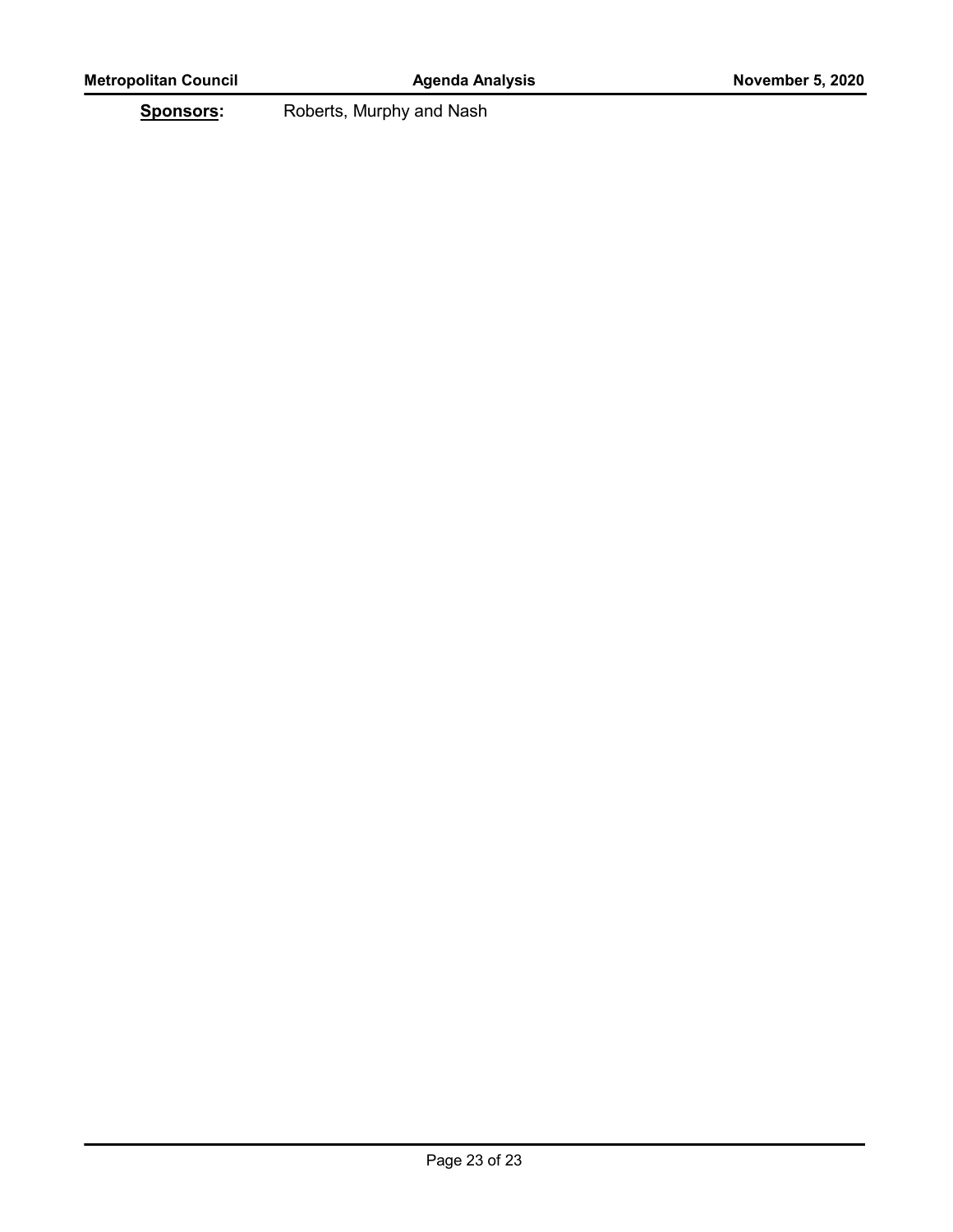**Sponsors:** Roberts, Murphy and Nash